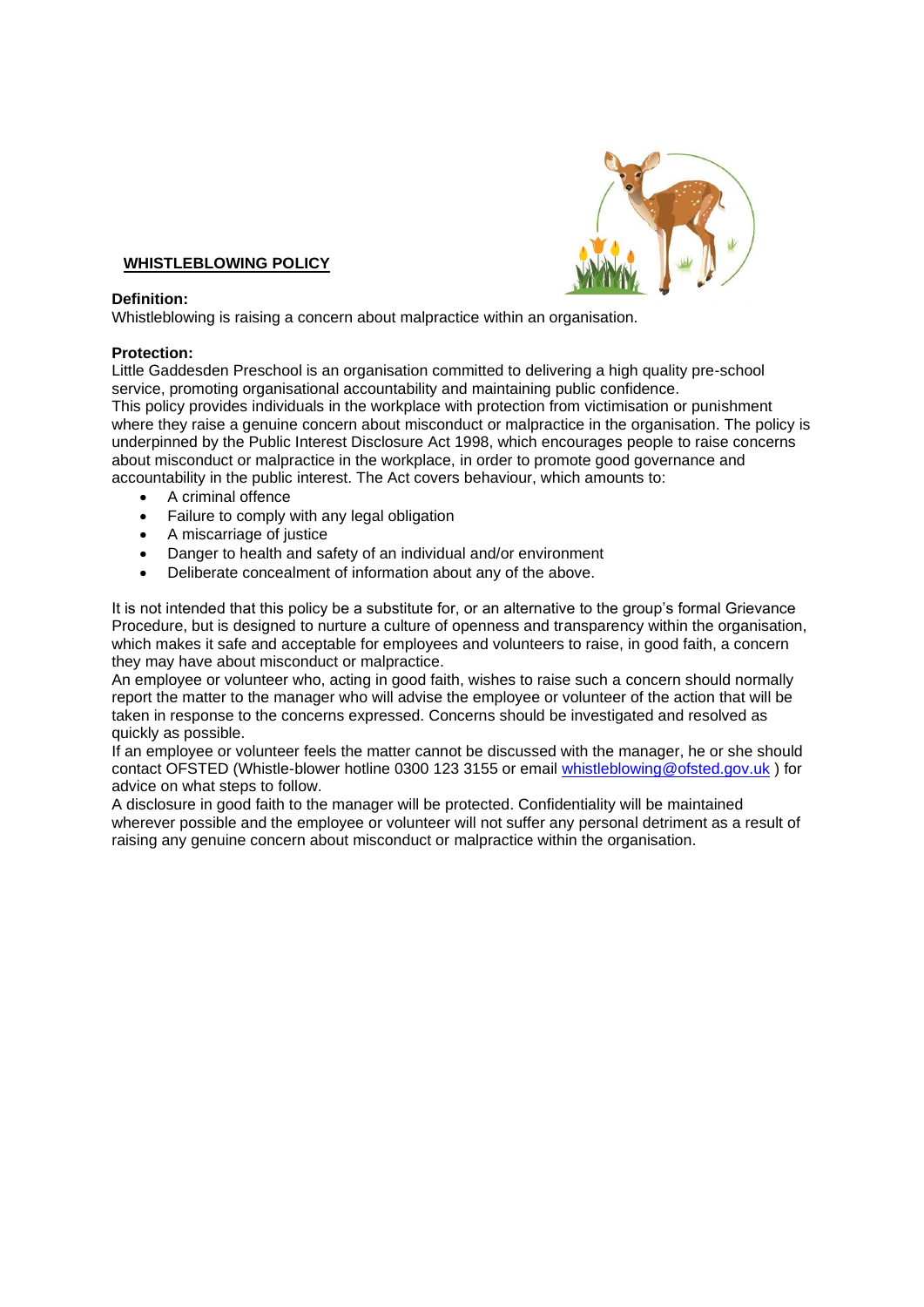## WHISTLEBLOWING POLICY

**Definition:**
Whistleblowing is raising a concern about malpractice within an organisation.

**Protection:**
Little Gaddesden Preschool is an organisation committed to delivering a high quality pre-school service, promoting organisational accountability and maintaining public confidence.
This policy provides individuals in the workplace with protection from victimisation or punishment where they raise a genuine concern about misconduct or malpractice in the organisation. The policy is underpinned by the Public Interest Disclosure Act 1998, which encourages people to raise concerns about misconduct or malpractice in the workplace, in order to promote good governance and accountability in the public interest. The Act covers behaviour, which amounts to:

- A criminal offence
- Failure to comply with any legal obligation
- A miscarriage of justice
- Danger to health and safety of an individual and/or environment
- Deliberate concealment of information about any of the above.

It is not intended that this policy be a substitute for, or an alternative to the group's formal Grievance Procedure, but is designed to nurture a culture of openness and transparency within the organisation, which makes it safe and acceptable for employees and volunteers to raise, in good faith, a concern they may have about misconduct or malpractice.
An employee or volunteer who, acting in good faith, wishes to raise such a concern should normally report the matter to the manager who will advise the employee or volunteer of the action that will be taken in response to the concerns expressed. Concerns should be investigated and resolved as quickly as possible.
If an employee or volunteer feels the matter cannot be discussed with the manager, he or she should contact OFSTED (Whistle-blower hotline 0300 123 3155 or email whistleblowing@ofsted.gov.uk ) for advice on what steps to follow.
A disclosure in good faith to the manager will be protected. Confidentiality will be maintained wherever possible and the employee or volunteer will not suffer any personal detriment as a result of raising any genuine concern about misconduct or malpractice within the organisation.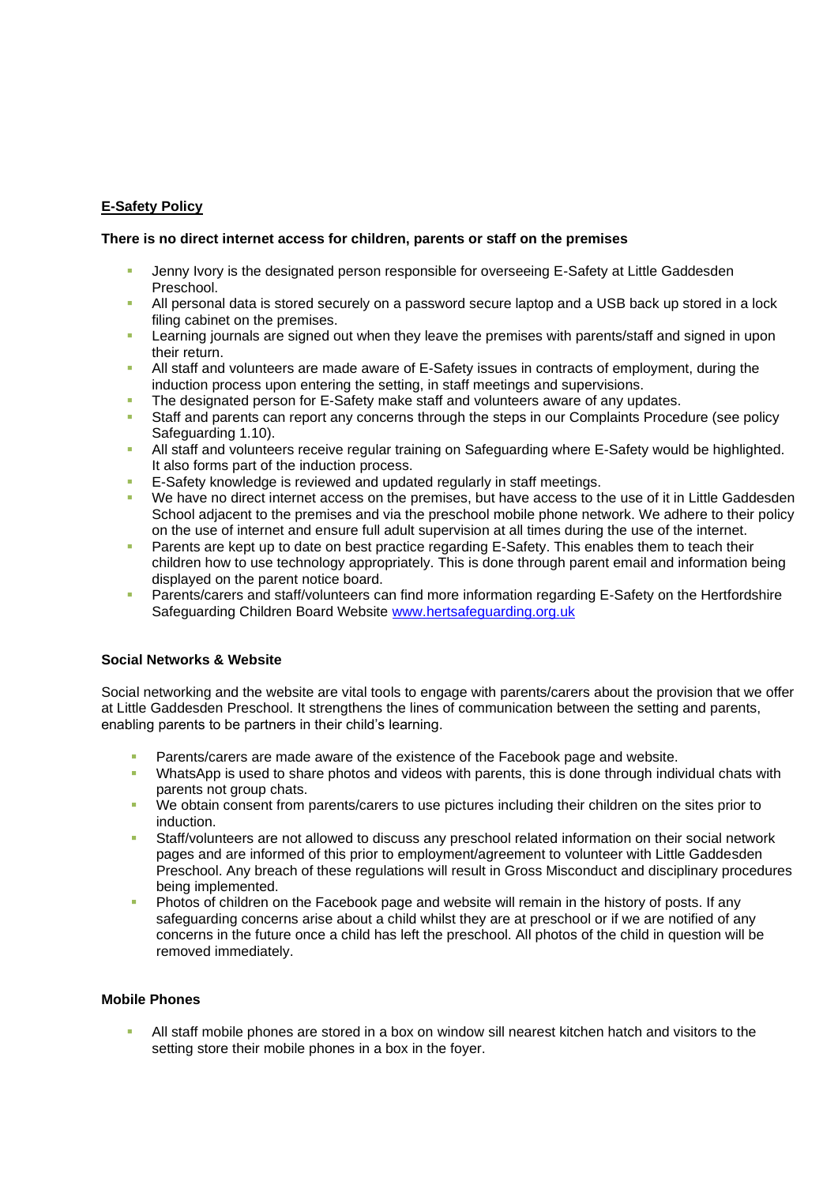## E-Safety Policy

**There is no direct internet access for children, parents or staff on the premises**

- Jenny Ivory is the designated person responsible for overseeing E-Safety at Little Gaddesden Preschool.
- All personal data is stored securely on a password secure laptop and a USB back up stored in a lock filing cabinet on the premises.
- Learning journals are signed out when they leave the premises with parents/staff and signed in upon their return.
- All staff and volunteers are made aware of E-Safety issues in contracts of employment, during the induction process upon entering the setting, in staff meetings and supervisions.
- The designated person for E-Safety make staff and volunteers aware of any updates.
- Staff and parents can report any concerns through the steps in our Complaints Procedure (see policy Safeguarding 1.10).
- All staff and volunteers receive regular training on Safeguarding where E-Safety would be highlighted. It also forms part of the induction process.
- E-Safety knowledge is reviewed and updated regularly in staff meetings.
- We have no direct internet access on the premises, but have access to the use of it in Little Gaddesden School adjacent to the premises and via the preschool mobile phone network. We adhere to their policy on the use of internet and ensure full adult supervision at all times during the use of the internet.
- Parents are kept up to date on best practice regarding E-Safety. This enables them to teach their children how to use technology appropriately. This is done through parent email and information being displayed on the parent notice board.
- Parents/carers and staff/volunteers can find more information regarding E-Safety on the Hertfordshire Safeguarding Children Board Website [www.hertsafeguarding.org.uk](http://www.hertsafeguarding.org.uk)

### Social Networks & Website

Social networking and the website are vital tools to engage with parents/carers about the provision that we offer at Little Gaddesden Preschool. It strengthens the lines of communication between the setting and parents, enabling parents to be partners in their child's learning.

- Parents/carers are made aware of the existence of the Facebook page and website.
- WhatsApp is used to share photos and videos with parents, this is done through individual chats with parents not group chats.
- We obtain consent from parents/carers to use pictures including their children on the sites prior to induction.
- Staff/volunteers are not allowed to discuss any preschool related information on their social network pages and are informed of this prior to employment/agreement to volunteer with Little Gaddesden Preschool. Any breach of these regulations will result in Gross Misconduct and disciplinary procedures being implemented.
- Photos of children on the Facebook page and website will remain in the history of posts. If any safeguarding concerns arise about a child whilst they are at preschool or if we are notified of any concerns in the future once a child has left the preschool. All photos of the child in question will be removed immediately.

### Mobile Phones

- All staff mobile phones are stored in a box on window sill nearest kitchen hatch and visitors to the setting store their mobile phones in a box in the foyer.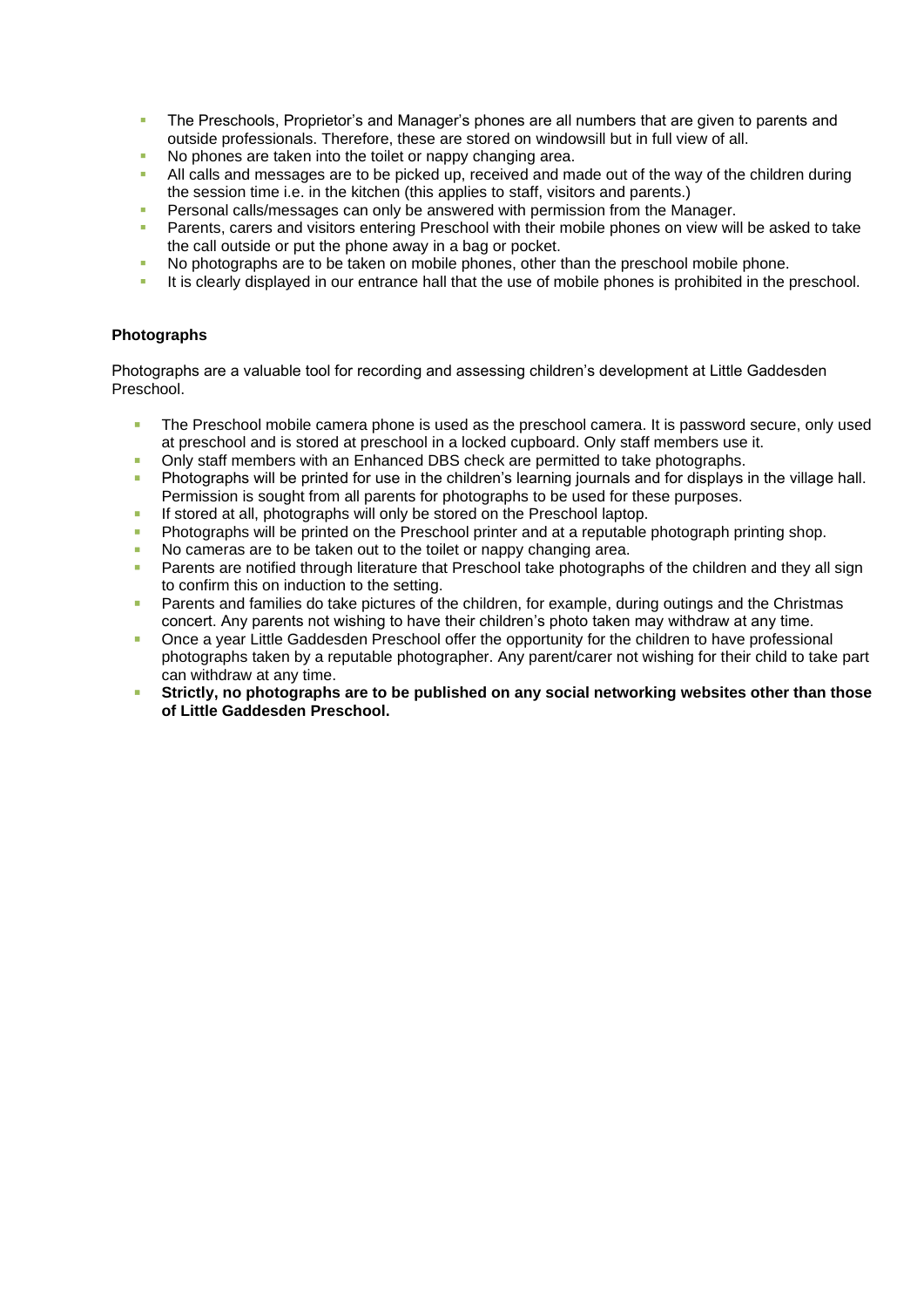- The Preschools, Proprietor's and Manager's phones are all numbers that are given to parents and outside professionals. Therefore, these are stored on windowsill but in full view of all.
- No phones are taken into the toilet or nappy changing area.
- All calls and messages are to be picked up, received and made out of the way of the children during the session time i.e. in the kitchen (this applies to staff, visitors and parents.)
- Personal calls/messages can only be answered with permission from the Manager.
- Parents, carers and visitors entering Preschool with their mobile phones on view will be asked to take the call outside or put the phone away in a bag or pocket.
- No photographs are to be taken on mobile phones, other than the preschool mobile phone.
- It is clearly displayed in our entrance hall that the use of mobile phones is prohibited in the preschool.

**Photographs**

Photographs are a valuable tool for recording and assessing children's development at Little Gaddesden Preschool.

- The Preschool mobile camera phone is used as the preschool camera. It is password secure, only used at preschool and is stored at preschool in a locked cupboard. Only staff members use it.
- Only staff members with an Enhanced DBS check are permitted to take photographs.
- Photographs will be printed for use in the children's learning journals and for displays in the village hall. Permission is sought from all parents for photographs to be used for these purposes.
- If stored at all, photographs will only be stored on the Preschool laptop.
- Photographs will be printed on the Preschool printer and at a reputable photograph printing shop.
- No cameras are to be taken out to the toilet or nappy changing area.
- Parents are notified through literature that Preschool take photographs of the children and they all sign to confirm this on induction to the setting.
- Parents and families do take pictures of the children, for example, during outings and the Christmas concert. Any parents not wishing to have their children's photo taken may withdraw at any time.
- Once a year Little Gaddesden Preschool offer the opportunity for the children to have professional photographs taken by a reputable photographer. Any parent/carer not wishing for their child to take part can withdraw at any time.
- **Strictly, no photographs are to be published on any social networking websites other than those of Little Gaddesden Preschool.**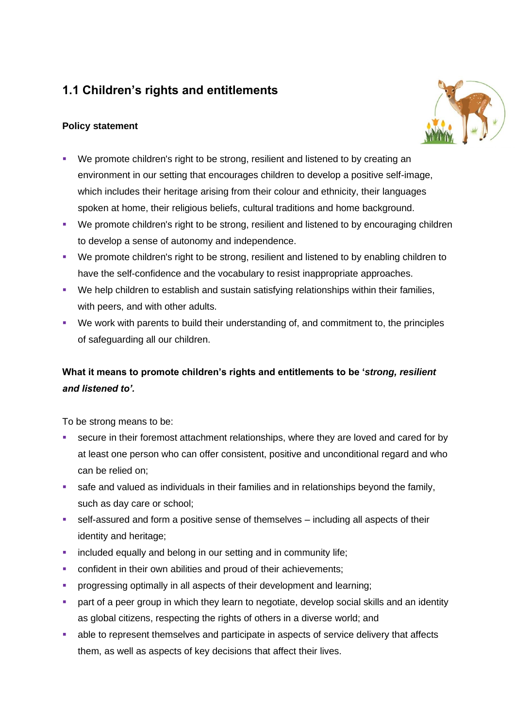## 1.1 Children's rights and entitlements

### Policy statement

- We promote children's right to be strong, resilient and listened to by creating an environment in our setting that encourages children to develop a positive self-image, which includes their heritage arising from their colour and ethnicity, their languages spoken at home, their religious beliefs, cultural traditions and home background.
- We promote children's right to be strong, resilient and listened to by encouraging children to develop a sense of autonomy and independence.
- We promote children's right to be strong, resilient and listened to by enabling children to have the self-confidence and the vocabulary to resist inappropriate approaches.
- We help children to establish and sustain satisfying relationships within their families, with peers, and with other adults.
- We work with parents to build their understanding of, and commitment to, the principles of safeguarding all our children.

### What it means to promote children's rights and entitlements to be '*strong, resilient and listened to'.*

To be strong means to be:

- secure in their foremost attachment relationships, where they are loved and cared for by at least one person who can offer consistent, positive and unconditional regard and who can be relied on;
- safe and valued as individuals in their families and in relationships beyond the family, such as day care or school;
- self-assured and form a positive sense of themselves – including all aspects of their identity and heritage;
- included equally and belong in our setting and in community life;
- confident in their own abilities and proud of their achievements;
- progressing optimally in all aspects of their development and learning;
- part of a peer group in which they learn to negotiate, develop social skills and an identity as global citizens, respecting the rights of others in a diverse world; and
- able to represent themselves and participate in aspects of service delivery that affects them, as well as aspects of key decisions that affect their lives.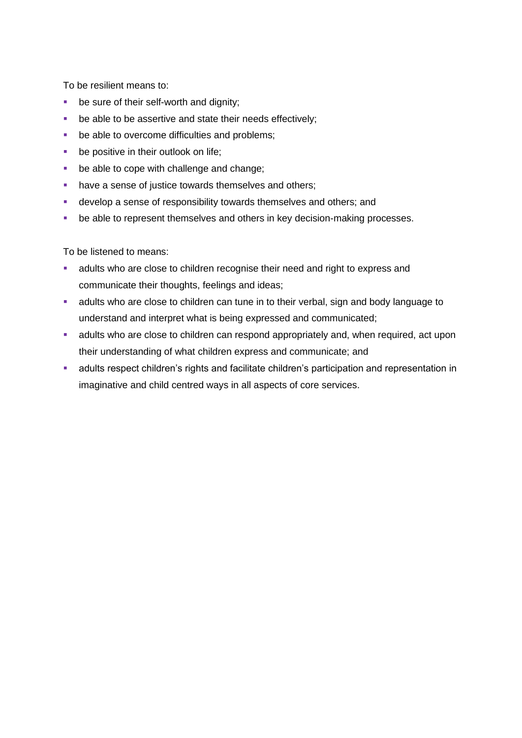To be resilient means to:

- be sure of their self-worth and dignity;
- be able to be assertive and state their needs effectively;
- be able to overcome difficulties and problems;
- be positive in their outlook on life;
- be able to cope with challenge and change;
- have a sense of justice towards themselves and others;
- develop a sense of responsibility towards themselves and others; and
- be able to represent themselves and others in key decision-making processes.

To be listened to means:

- adults who are close to children recognise their need and right to express and communicate their thoughts, feelings and ideas;
- adults who are close to children can tune in to their verbal, sign and body language to understand and interpret what is being expressed and communicated;
- adults who are close to children can respond appropriately and, when required, act upon their understanding of what children express and communicate; and
- adults respect children's rights and facilitate children's participation and representation in imaginative and child centred ways in all aspects of core services.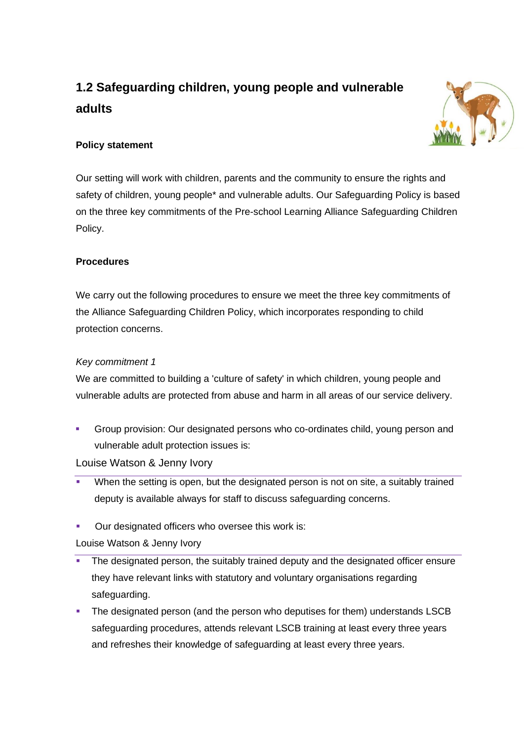## 1.2 Safeguarding children, young people and vulnerable adults

**Policy statement**

Our setting will work with children, parents and the community to ensure the rights and safety of children, young people* and vulnerable adults. Our Safeguarding Policy is based on the three key commitments of the Pre-school Learning Alliance Safeguarding Children Policy.

**Procedures**

We carry out the following procedures to ensure we meet the three key commitments of the Alliance Safeguarding Children Policy, which incorporates responding to child protection concerns.

*Key commitment 1*

We are committed to building a 'culture of safety' in which children, young people and vulnerable adults are protected from abuse and harm in all areas of our service delivery.

- Group provision: Our designated persons who co-ordinates child, young person and vulnerable adult protection issues is:

Louise Watson & Jenny Ivory

- When the setting is open, but the designated person is not on site, a suitably trained deputy is available always for staff to discuss safeguarding concerns.
- Our designated officers who oversee this work is:

Louise Watson & Jenny Ivory

- The designated person, the suitably trained deputy and the designated officer ensure they have relevant links with statutory and voluntary organisations regarding safeguarding.
- The designated person (and the person who deputises for them) understands LSCB safeguarding procedures, attends relevant LSCB training at least every three years and refreshes their knowledge of safeguarding at least every three years.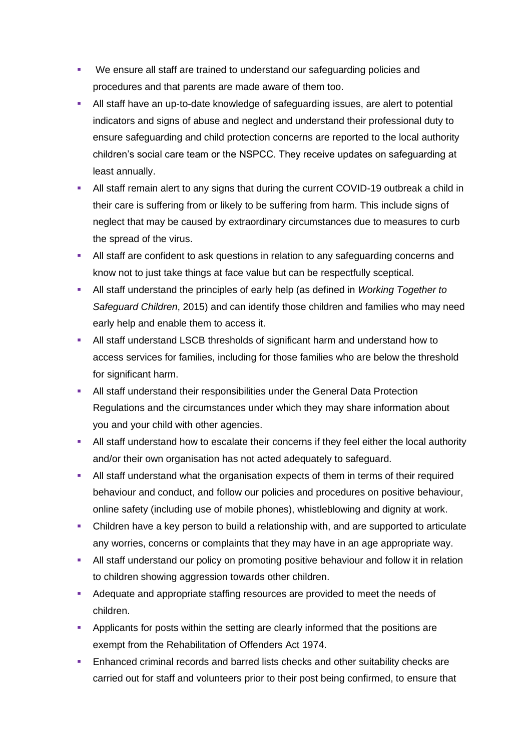- We ensure all staff are trained to understand our safeguarding policies and procedures and that parents are made aware of them too.
- All staff have an up-to-date knowledge of safeguarding issues, are alert to potential indicators and signs of abuse and neglect and understand their professional duty to ensure safeguarding and child protection concerns are reported to the local authority children's social care team or the NSPCC. They receive updates on safeguarding at least annually.
- All staff remain alert to any signs that during the current COVID-19 outbreak a child in their care is suffering from or likely to be suffering from harm. This include signs of neglect that may be caused by extraordinary circumstances due to measures to curb the spread of the virus.
- All staff are confident to ask questions in relation to any safeguarding concerns and know not to just take things at face value but can be respectfully sceptical.
- All staff understand the principles of early help (as defined in *Working Together to Safeguard Children*, 2015) and can identify those children and families who may need early help and enable them to access it.
- All staff understand LSCB thresholds of significant harm and understand how to access services for families, including for those families who are below the threshold for significant harm.
- All staff understand their responsibilities under the General Data Protection Regulations and the circumstances under which they may share information about you and your child with other agencies.
- All staff understand how to escalate their concerns if they feel either the local authority and/or their own organisation has not acted adequately to safeguard.
- All staff understand what the organisation expects of them in terms of their required behaviour and conduct, and follow our policies and procedures on positive behaviour, online safety (including use of mobile phones), whistleblowing and dignity at work.
- Children have a key person to build a relationship with, and are supported to articulate any worries, concerns or complaints that they may have in an age appropriate way.
- All staff understand our policy on promoting positive behaviour and follow it in relation to children showing aggression towards other children.
- Adequate and appropriate staffing resources are provided to meet the needs of children.
- Applicants for posts within the setting are clearly informed that the positions are exempt from the Rehabilitation of Offenders Act 1974.
- Enhanced criminal records and barred lists checks and other suitability checks are carried out for staff and volunteers prior to their post being confirmed, to ensure that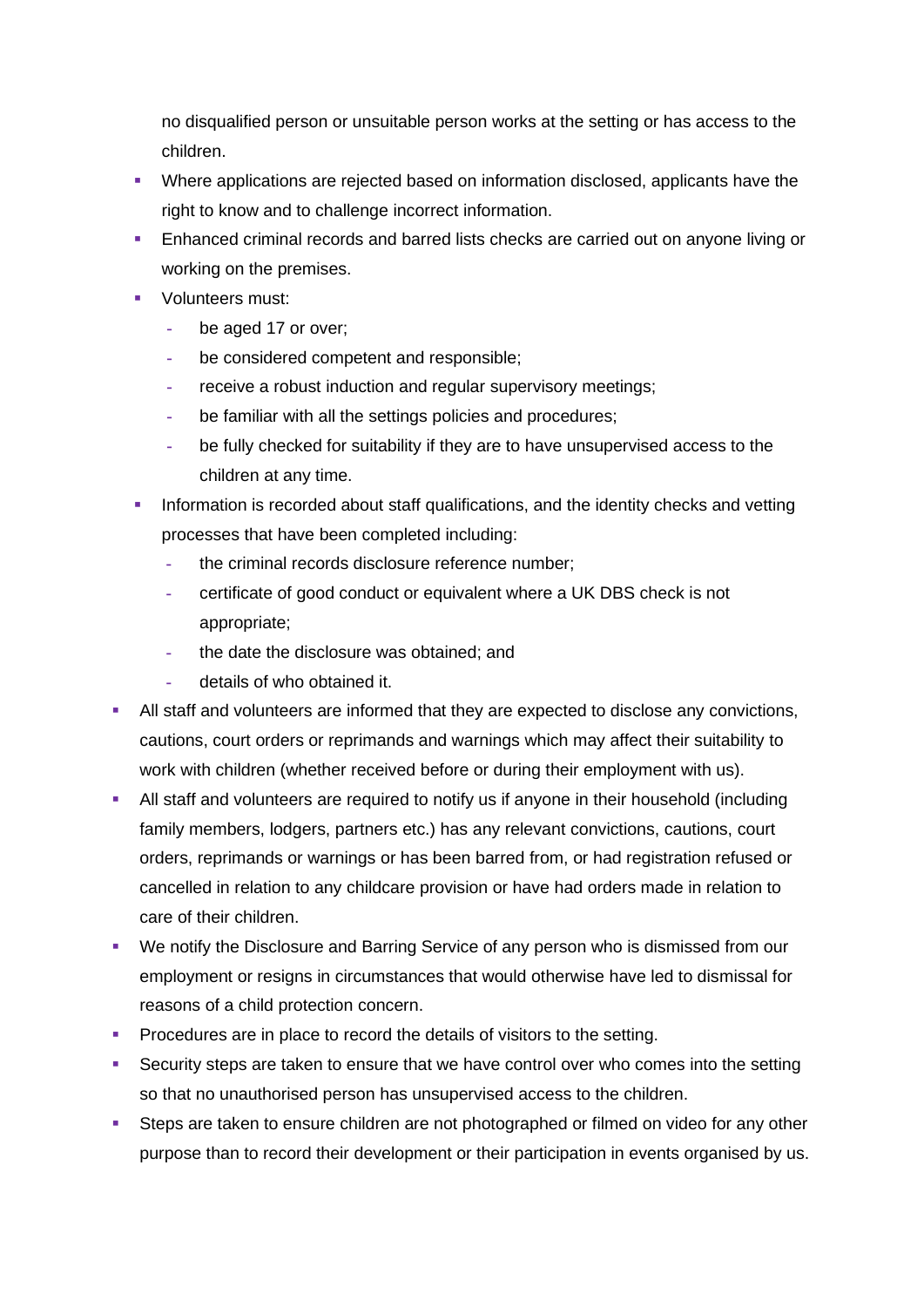no disqualified person or unsuitable person works at the setting or has access to the children.

  - Where applications are rejected based on information disclosed, applicants have the right to know and to challenge incorrect information.
  - Enhanced criminal records and barred lists checks are carried out on anyone living or working on the premises.
  - Volunteers must:
    - be aged 17 or over;
    - be considered competent and responsible;
    - receive a robust induction and regular supervisory meetings;
    - be familiar with all the settings policies and procedures;
    - be fully checked for suitability if they are to have unsupervised access to the children at any time.
  - Information is recorded about staff qualifications, and the identity checks and vetting processes that have been completed including:
    - the criminal records disclosure reference number;
    - certificate of good conduct or equivalent where a UK DBS check is not appropriate;
    - the date the disclosure was obtained; and
    - details of who obtained it.
- All staff and volunteers are informed that they are expected to disclose any convictions, cautions, court orders or reprimands and warnings which may affect their suitability to work with children (whether received before or during their employment with us).
- All staff and volunteers are required to notify us if anyone in their household (including family members, lodgers, partners etc.) has any relevant convictions, cautions, court orders, reprimands or warnings or has been barred from, or had registration refused or cancelled in relation to any childcare provision or have had orders made in relation to care of their children.
- We notify the Disclosure and Barring Service of any person who is dismissed from our employment or resigns in circumstances that would otherwise have led to dismissal for reasons of a child protection concern.
- Procedures are in place to record the details of visitors to the setting.
- Security steps are taken to ensure that we have control over who comes into the setting so that no unauthorised person has unsupervised access to the children.
- Steps are taken to ensure children are not photographed or filmed on video for any other purpose than to record their development or their participation in events organised by us.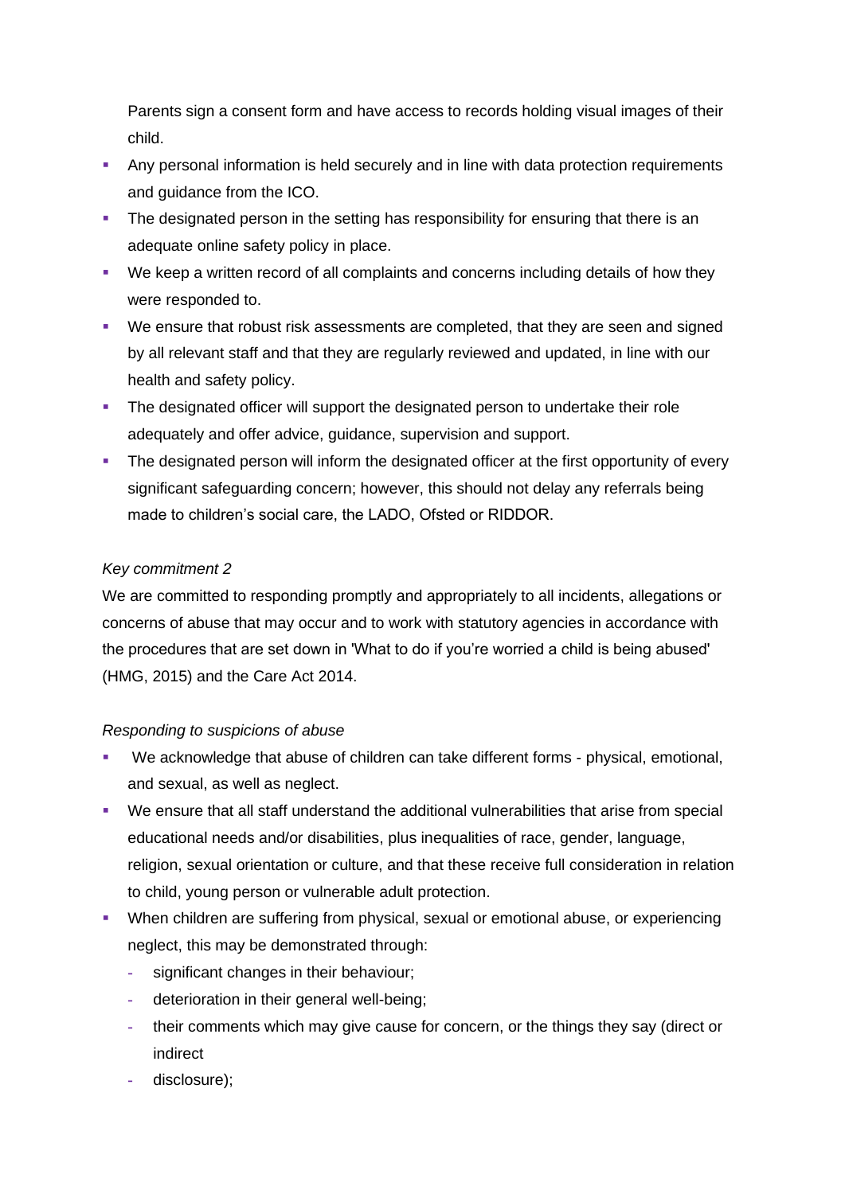Parents sign a consent form and have access to records holding visual images of their child.

- Any personal information is held securely and in line with data protection requirements and guidance from the ICO.
- The designated person in the setting has responsibility for ensuring that there is an adequate online safety policy in place.
- We keep a written record of all complaints and concerns including details of how they were responded to.
- We ensure that robust risk assessments are completed, that they are seen and signed by all relevant staff and that they are regularly reviewed and updated, in line with our health and safety policy.
- The designated officer will support the designated person to undertake their role adequately and offer advice, guidance, supervision and support.
- The designated person will inform the designated officer at the first opportunity of every significant safeguarding concern; however, this should not delay any referrals being made to children's social care, the LADO, Ofsted or RIDDOR.

*Key commitment 2*

We are committed to responding promptly and appropriately to all incidents, allegations or concerns of abuse that may occur and to work with statutory agencies in accordance with the procedures that are set down in 'What to do if you're worried a child is being abused' (HMG, 2015) and the Care Act 2014.

*Responding to suspicions of abuse*

- We acknowledge that abuse of children can take different forms - physical, emotional, and sexual, as well as neglect.
- We ensure that all staff understand the additional vulnerabilities that arise from special educational needs and/or disabilities, plus inequalities of race, gender, language, religion, sexual orientation or culture, and that these receive full consideration in relation to child, young person or vulnerable adult protection.
- When children are suffering from physical, sexual or emotional abuse, or experiencing neglect, this may be demonstrated through:
  - significant changes in their behaviour;
  - deterioration in their general well-being;
  - their comments which may give cause for concern, or the things they say (direct or indirect
  - disclosure);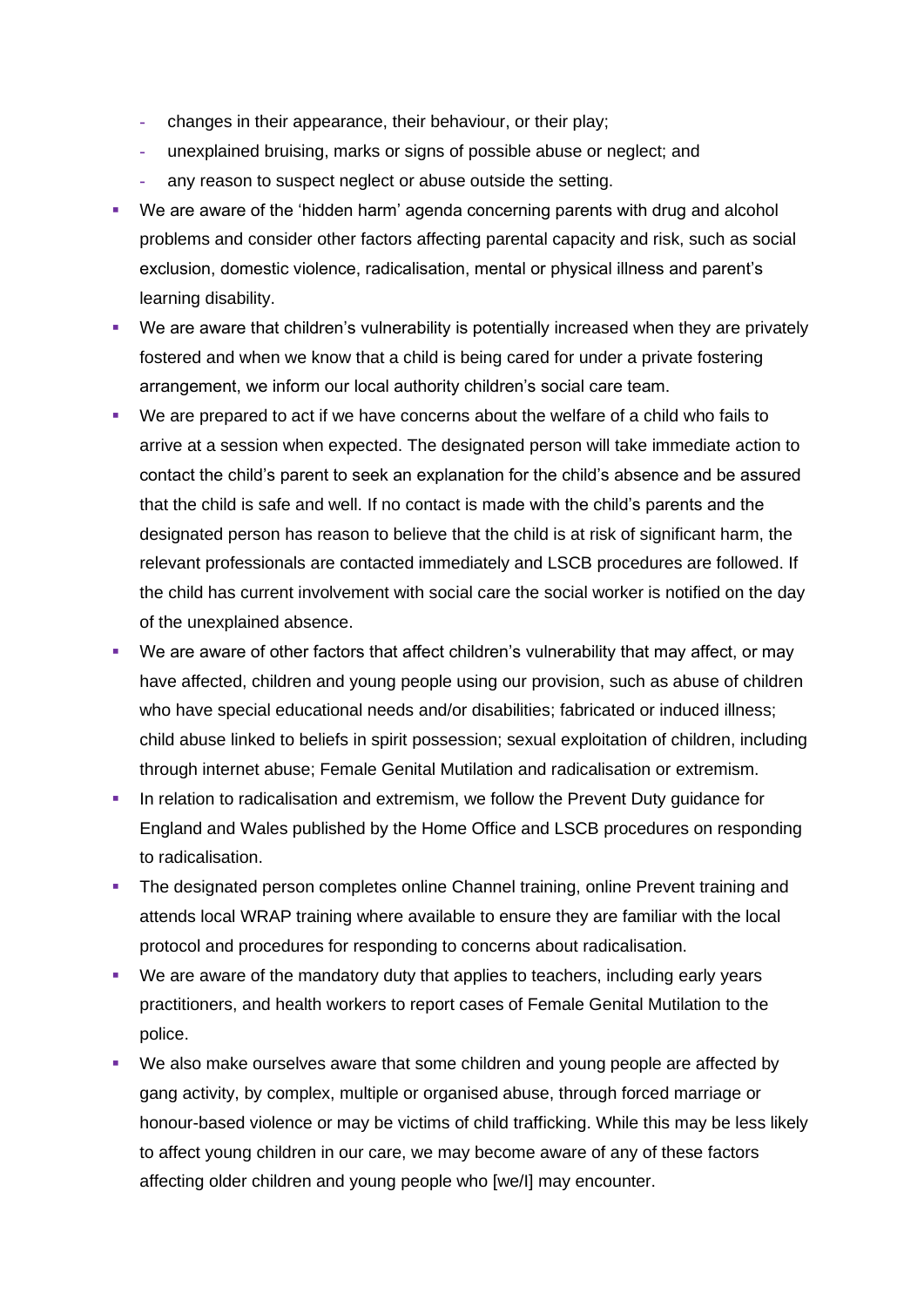- changes in their appearance, their behaviour, or their play;
  - unexplained bruising, marks or signs of possible abuse or neglect; and
  - any reason to suspect neglect or abuse outside the setting.
- We are aware of the 'hidden harm' agenda concerning parents with drug and alcohol problems and consider other factors affecting parental capacity and risk, such as social exclusion, domestic violence, radicalisation, mental or physical illness and parent's learning disability.
- We are aware that children's vulnerability is potentially increased when they are privately fostered and when we know that a child is being cared for under a private fostering arrangement, we inform our local authority children's social care team.
- We are prepared to act if we have concerns about the welfare of a child who fails to arrive at a session when expected. The designated person will take immediate action to contact the child's parent to seek an explanation for the child's absence and be assured that the child is safe and well. If no contact is made with the child's parents and the designated person has reason to believe that the child is at risk of significant harm, the relevant professionals are contacted immediately and LSCB procedures are followed. If the child has current involvement with social care the social worker is notified on the day of the unexplained absence.
- We are aware of other factors that affect children's vulnerability that may affect, or may have affected, children and young people using our provision, such as abuse of children who have special educational needs and/or disabilities; fabricated or induced illness; child abuse linked to beliefs in spirit possession; sexual exploitation of children, including through internet abuse; Female Genital Mutilation and radicalisation or extremism.
- In relation to radicalisation and extremism, we follow the Prevent Duty guidance for England and Wales published by the Home Office and LSCB procedures on responding to radicalisation.
- The designated person completes online Channel training, online Prevent training and attends local WRAP training where available to ensure they are familiar with the local protocol and procedures for responding to concerns about radicalisation.
- We are aware of the mandatory duty that applies to teachers, including early years practitioners, and health workers to report cases of Female Genital Mutilation to the police.
- We also make ourselves aware that some children and young people are affected by gang activity, by complex, multiple or organised abuse, through forced marriage or honour-based violence or may be victims of child trafficking. While this may be less likely to affect young children in our care, we may become aware of any of these factors affecting older children and young people who [we/I] may encounter.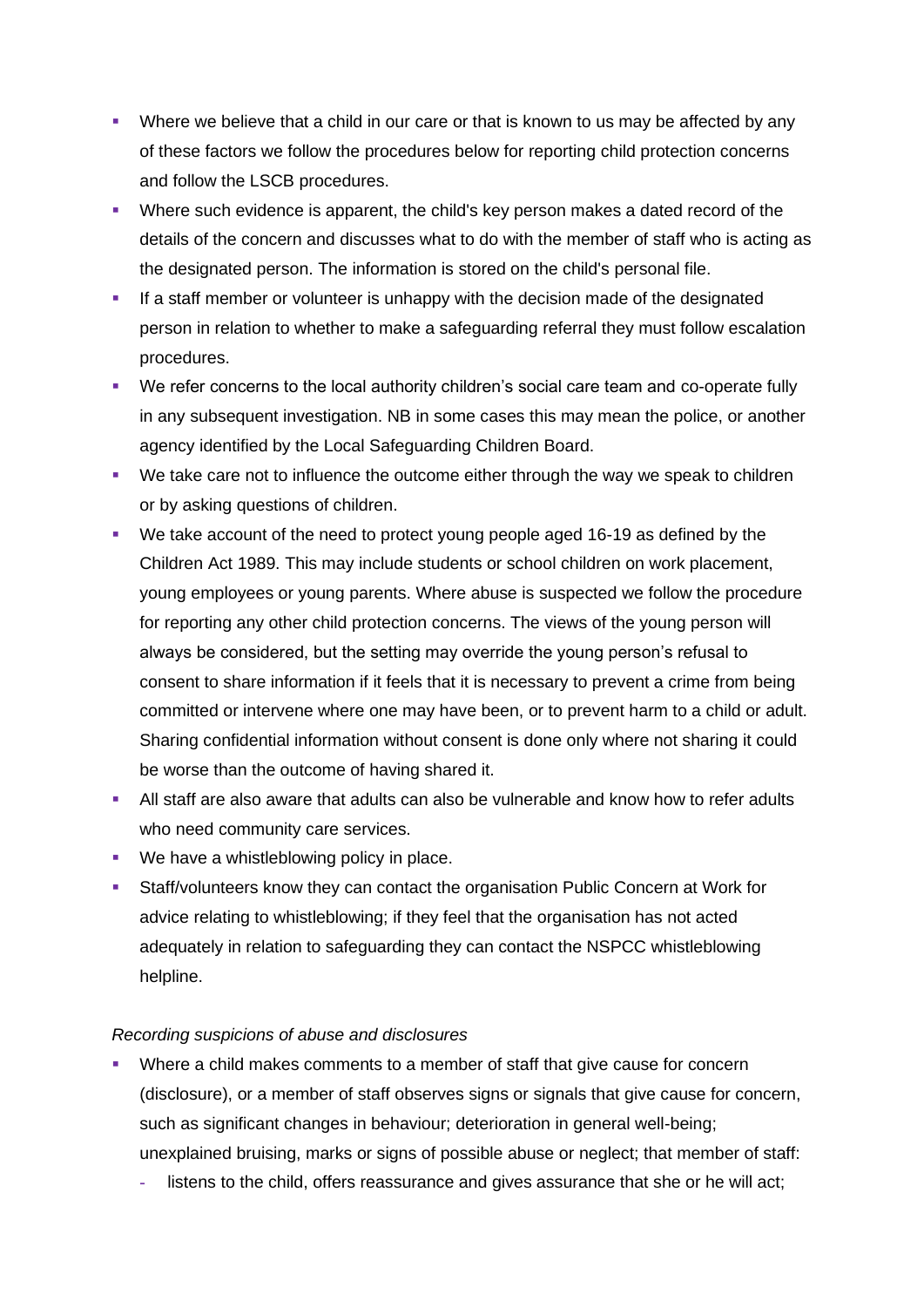- Where we believe that a child in our care or that is known to us may be affected by any of these factors we follow the procedures below for reporting child protection concerns and follow the LSCB procedures.
- Where such evidence is apparent, the child's key person makes a dated record of the details of the concern and discusses what to do with the member of staff who is acting as the designated person. The information is stored on the child's personal file.
- If a staff member or volunteer is unhappy with the decision made of the designated person in relation to whether to make a safeguarding referral they must follow escalation procedures.
- We refer concerns to the local authority children's social care team and co-operate fully in any subsequent investigation. NB in some cases this may mean the police, or another agency identified by the Local Safeguarding Children Board.
- We take care not to influence the outcome either through the way we speak to children or by asking questions of children.
- We take account of the need to protect young people aged 16-19 as defined by the Children Act 1989. This may include students or school children on work placement, young employees or young parents. Where abuse is suspected we follow the procedure for reporting any other child protection concerns. The views of the young person will always be considered, but the setting may override the young person's refusal to consent to share information if it feels that it is necessary to prevent a crime from being committed or intervene where one may have been, or to prevent harm to a child or adult. Sharing confidential information without consent is done only where not sharing it could be worse than the outcome of having shared it.
- All staff are also aware that adults can also be vulnerable and know how to refer adults who need community care services.
- We have a whistleblowing policy in place.
- Staff/volunteers know they can contact the organisation Public Concern at Work for advice relating to whistleblowing; if they feel that the organisation has not acted adequately in relation to safeguarding they can contact the NSPCC whistleblowing helpline.

*Recording suspicions of abuse and disclosures*

- Where a child makes comments to a member of staff that give cause for concern (disclosure), or a member of staff observes signs or signals that give cause for concern, such as significant changes in behaviour; deterioration in general well-being; unexplained bruising, marks or signs of possible abuse or neglect; that member of staff:
  - listens to the child, offers reassurance and gives assurance that she or he will act;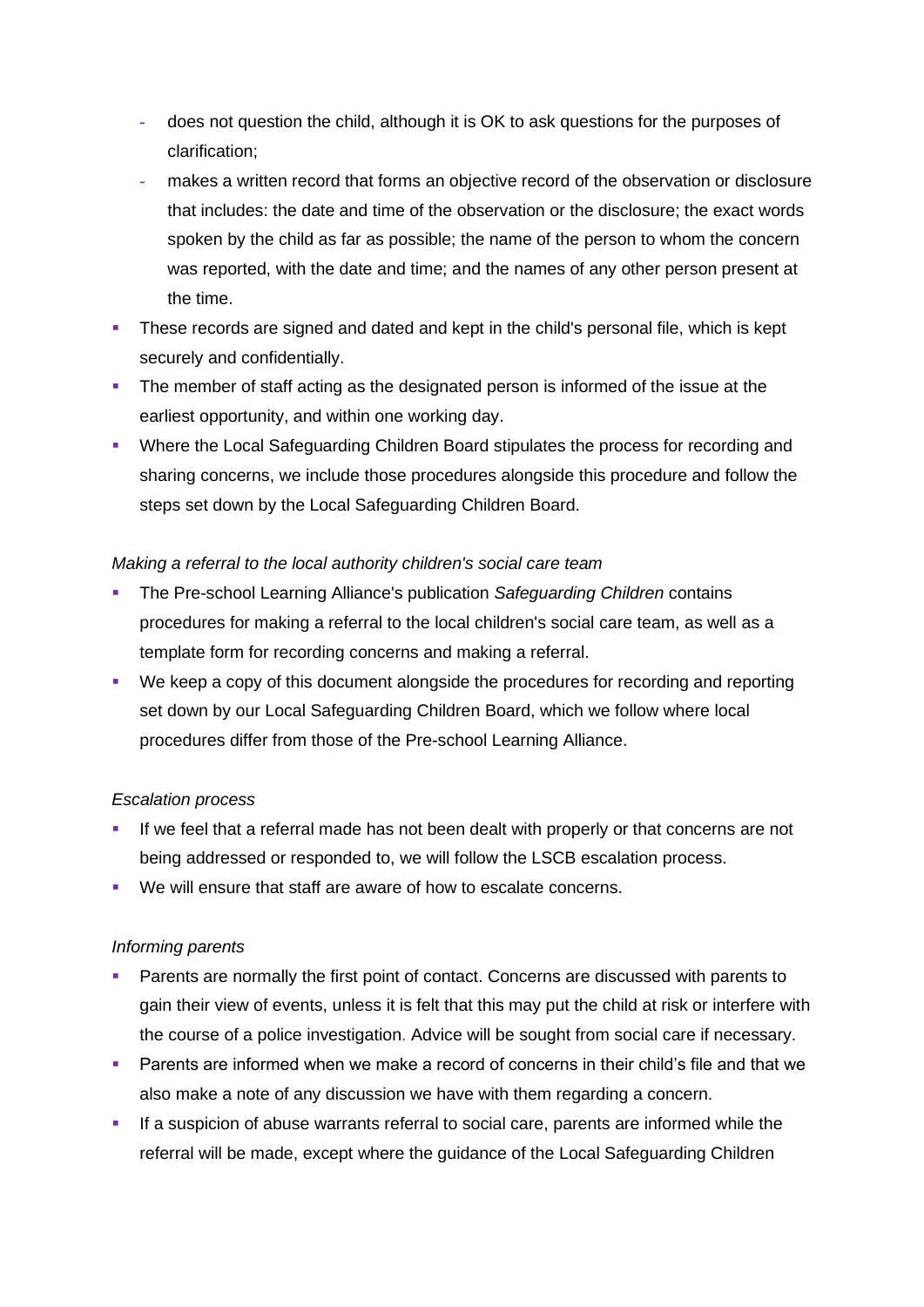- does not question the child, although it is OK to ask questions for the purposes of clarification;
  - makes a written record that forms an objective record of the observation or disclosure that includes: the date and time of the observation or the disclosure; the exact words spoken by the child as far as possible; the name of the person to whom the concern was reported, with the date and time; and the names of any other person present at the time.
- These records are signed and dated and kept in the child's personal file, which is kept securely and confidentially.
- The member of staff acting as the designated person is informed of the issue at the earliest opportunity, and within one working day.
- Where the Local Safeguarding Children Board stipulates the process for recording and sharing concerns, we include those procedures alongside this procedure and follow the steps set down by the Local Safeguarding Children Board.

*Making a referral to the local authority children's social care team*

- The Pre-school Learning Alliance's publication *Safeguarding Children* contains procedures for making a referral to the local children's social care team, as well as a template form for recording concerns and making a referral.
- We keep a copy of this document alongside the procedures for recording and reporting set down by our Local Safeguarding Children Board, which we follow where local procedures differ from those of the Pre-school Learning Alliance.

*Escalation process*

- If we feel that a referral made has not been dealt with properly or that concerns are not being addressed or responded to, we will follow the LSCB escalation process.
- We will ensure that staff are aware of how to escalate concerns.

*Informing parents*

- Parents are normally the first point of contact. Concerns are discussed with parents to gain their view of events, unless it is felt that this may put the child at risk or interfere with the course of a police investigation. Advice will be sought from social care if necessary.
- Parents are informed when we make a record of concerns in their child's file and that we also make a note of any discussion we have with them regarding a concern.
- If a suspicion of abuse warrants referral to social care, parents are informed while the referral will be made, except where the guidance of the Local Safeguarding Children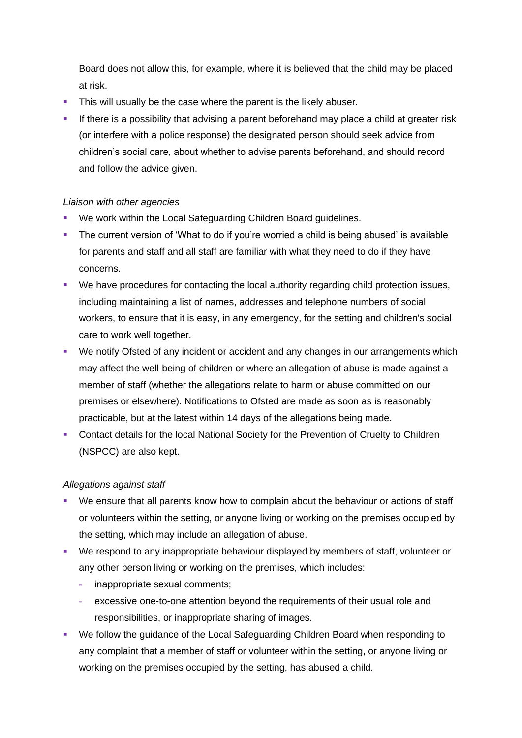Board does not allow this, for example, where it is believed that the child may be placed at risk.

- This will usually be the case where the parent is the likely abuser.
- If there is a possibility that advising a parent beforehand may place a child at greater risk (or interfere with a police response) the designated person should seek advice from children's social care, about whether to advise parents beforehand, and should record and follow the advice given.

*Liaison with other agencies*

- We work within the Local Safeguarding Children Board guidelines.
- The current version of 'What to do if you're worried a child is being abused' is available for parents and staff and all staff are familiar with what they need to do if they have concerns.
- We have procedures for contacting the local authority regarding child protection issues, including maintaining a list of names, addresses and telephone numbers of social workers, to ensure that it is easy, in any emergency, for the setting and children's social care to work well together.
- We notify Ofsted of any incident or accident and any changes in our arrangements which may affect the well-being of children or where an allegation of abuse is made against a member of staff (whether the allegations relate to harm or abuse committed on our premises or elsewhere). Notifications to Ofsted are made as soon as is reasonably practicable, but at the latest within 14 days of the allegations being made.
- Contact details for the local National Society for the Prevention of Cruelty to Children (NSPCC) are also kept.

*Allegations against staff*

- We ensure that all parents know how to complain about the behaviour or actions of staff or volunteers within the setting, or anyone living or working on the premises occupied by the setting, which may include an allegation of abuse.
- We respond to any inappropriate behaviour displayed by members of staff, volunteer or any other person living or working on the premises, which includes:
  - inappropriate sexual comments;
  - excessive one-to-one attention beyond the requirements of their usual role and responsibilities, or inappropriate sharing of images.
- We follow the guidance of the Local Safeguarding Children Board when responding to any complaint that a member of staff or volunteer within the setting, or anyone living or working on the premises occupied by the setting, has abused a child.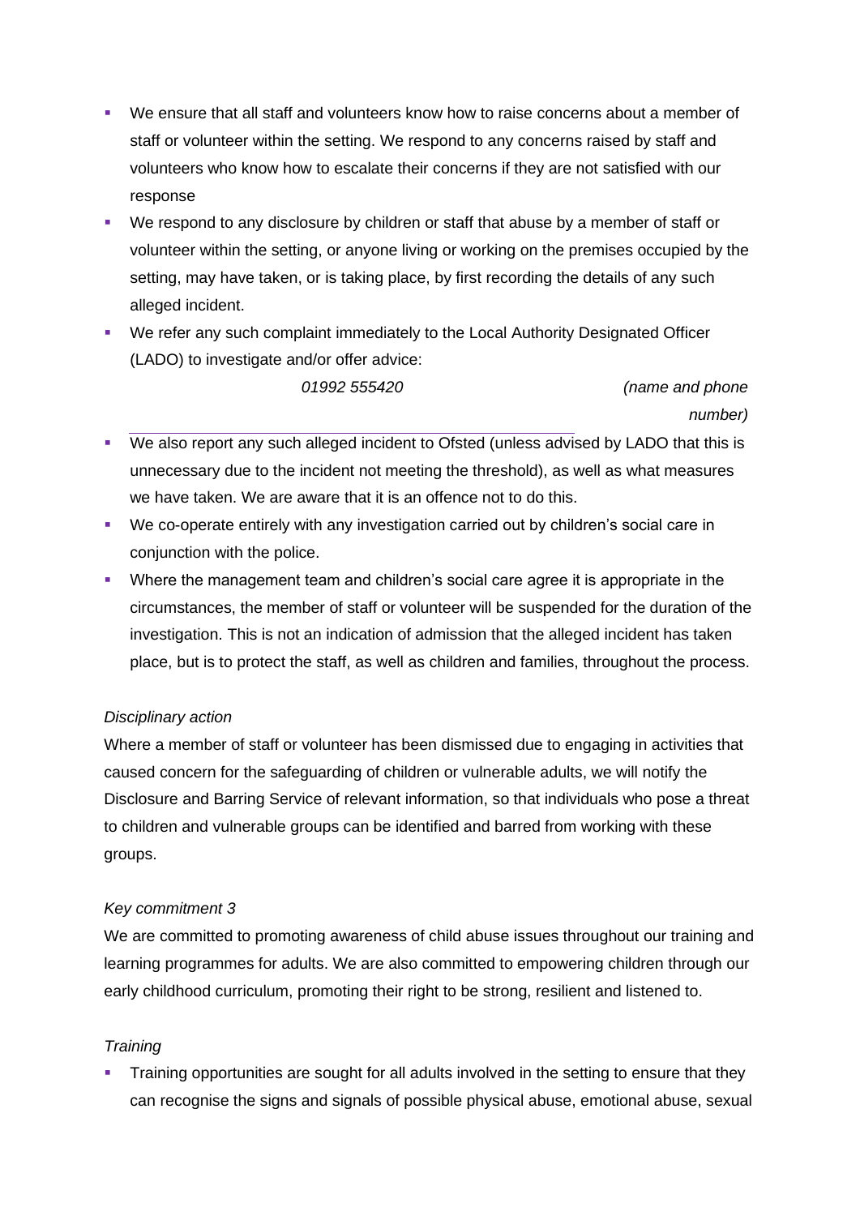- We ensure that all staff and volunteers know how to raise concerns about a member of staff or volunteer within the setting. We respond to any concerns raised by staff and volunteers who know how to escalate their concerns if they are not satisfied with our response
- We respond to any disclosure by children or staff that abuse by a member of staff or volunteer within the setting, or anyone living or working on the premises occupied by the setting, may have taken, or is taking place, by first recording the details of any such alleged incident.
- We refer any such complaint immediately to the Local Authority Designated Officer (LADO) to investigate and/or offer advice:

  *01992 555420* *(name and phone number)*

- We also report any such alleged incident to Ofsted (unless advised by LADO that this is unnecessary due to the incident not meeting the threshold), as well as what measures we have taken. We are aware that it is an offence not to do this.
- We co-operate entirely with any investigation carried out by children's social care in conjunction with the police.
- Where the management team and children's social care agree it is appropriate in the circumstances, the member of staff or volunteer will be suspended for the duration of the investigation. This is not an indication of admission that the alleged incident has taken place, but is to protect the staff, as well as children and families, throughout the process.

*Disciplinary action*

Where a member of staff or volunteer has been dismissed due to engaging in activities that caused concern for the safeguarding of children or vulnerable adults, we will notify the Disclosure and Barring Service of relevant information, so that individuals who pose a threat to children and vulnerable groups can be identified and barred from working with these groups.

*Key commitment 3*

We are committed to promoting awareness of child abuse issues throughout our training and learning programmes for adults. We are also committed to empowering children through our early childhood curriculum, promoting their right to be strong, resilient and listened to.

*Training*

- Training opportunities are sought for all adults involved in the setting to ensure that they can recognise the signs and signals of possible physical abuse, emotional abuse, sexual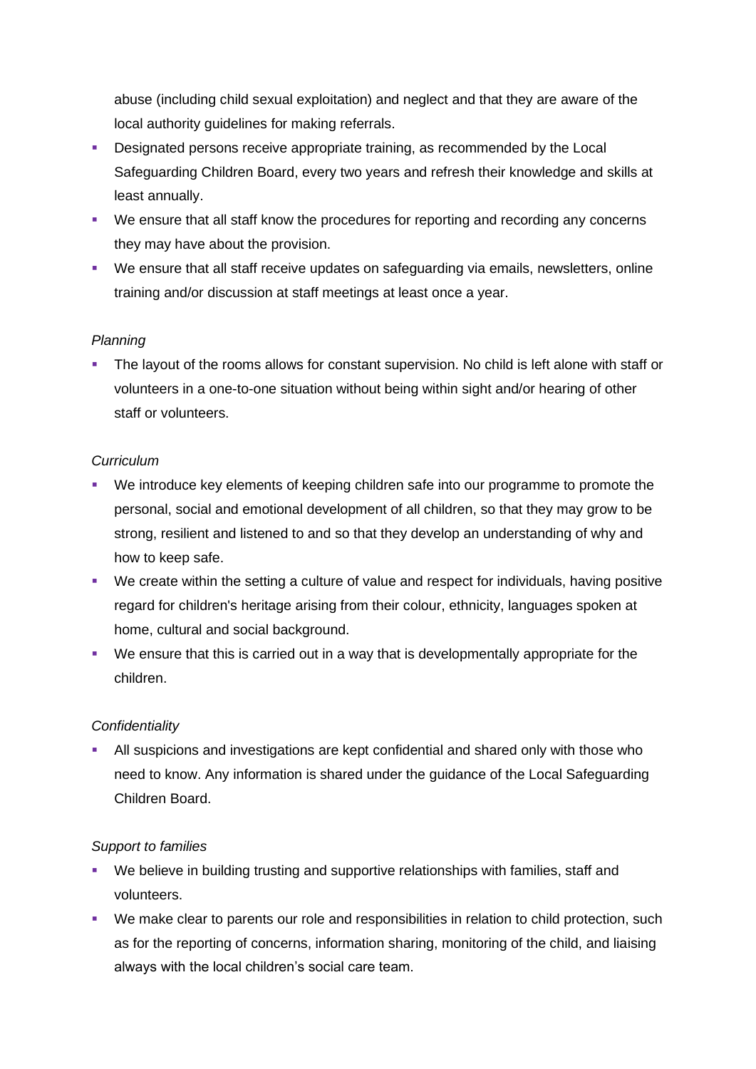abuse (including child sexual exploitation) and neglect and that they are aware of the local authority guidelines for making referrals.

- Designated persons receive appropriate training, as recommended by the Local Safeguarding Children Board, every two years and refresh their knowledge and skills at least annually.
- We ensure that all staff know the procedures for reporting and recording any concerns they may have about the provision.
- We ensure that all staff receive updates on safeguarding via emails, newsletters, online training and/or discussion at staff meetings at least once a year.

*Planning*

- The layout of the rooms allows for constant supervision. No child is left alone with staff or volunteers in a one-to-one situation without being within sight and/or hearing of other staff or volunteers.

*Curriculum*

- We introduce key elements of keeping children safe into our programme to promote the personal, social and emotional development of all children, so that they may grow to be strong, resilient and listened to and so that they develop an understanding of why and how to keep safe.
- We create within the setting a culture of value and respect for individuals, having positive regard for children's heritage arising from their colour, ethnicity, languages spoken at home, cultural and social background.
- We ensure that this is carried out in a way that is developmentally appropriate for the children.

*Confidentiality*

- All suspicions and investigations are kept confidential and shared only with those who need to know. Any information is shared under the guidance of the Local Safeguarding Children Board.

*Support to families*

- We believe in building trusting and supportive relationships with families, staff and volunteers.
- We make clear to parents our role and responsibilities in relation to child protection, such as for the reporting of concerns, information sharing, monitoring of the child, and liaising always with the local children's social care team.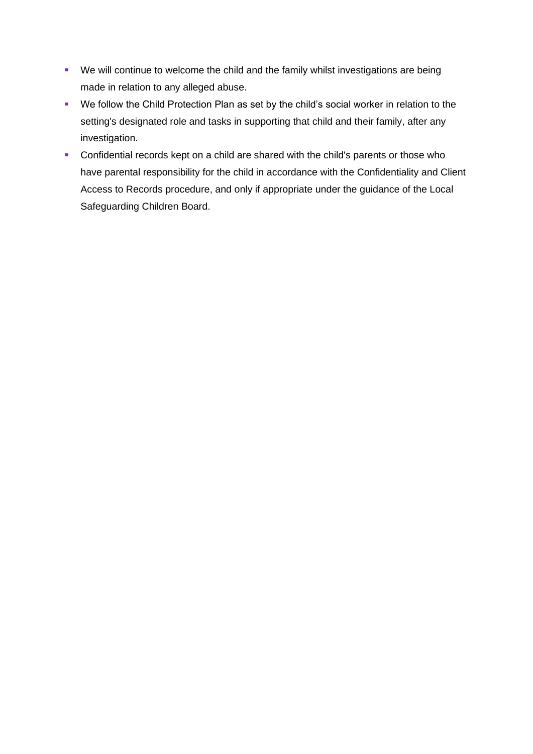- We will continue to welcome the child and the family whilst investigations are being made in relation to any alleged abuse.
- We follow the Child Protection Plan as set by the child's social worker in relation to the setting's designated role and tasks in supporting that child and their family, after any investigation.
- Confidential records kept on a child are shared with the child's parents or those who have parental responsibility for the child in accordance with the Confidentiality and Client Access to Records procedure, and only if appropriate under the guidance of the Local Safeguarding Children Board.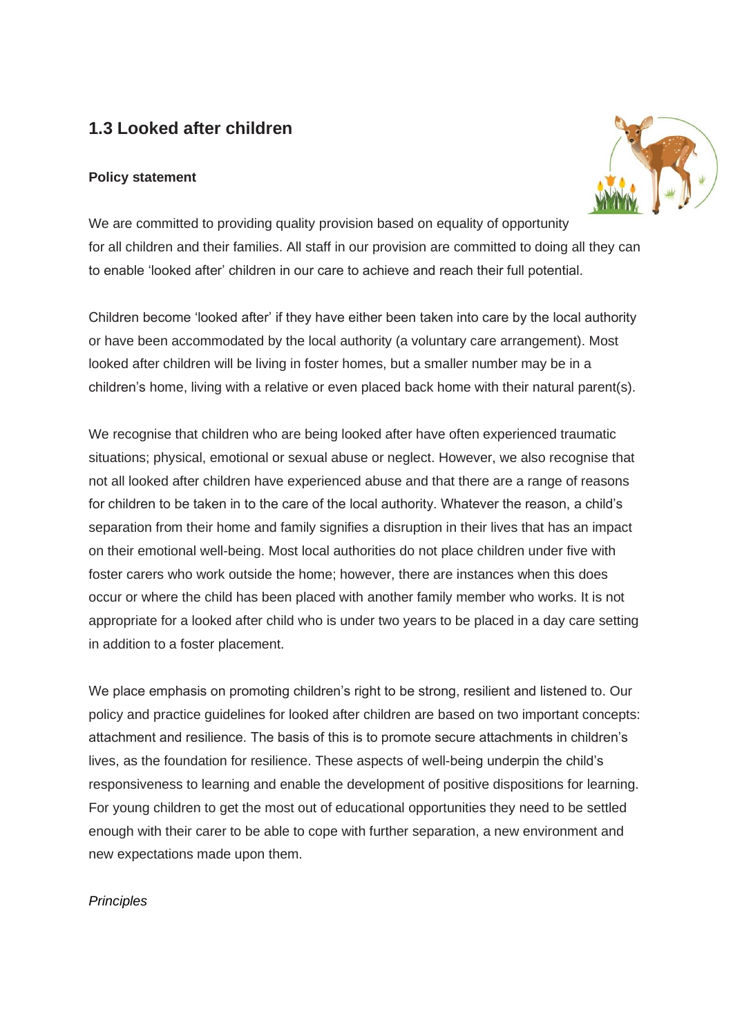## 1.3 Looked after children

**Policy statement**

We are committed to providing quality provision based on equality of opportunity for all children and their families. All staff in our provision are committed to doing all they can to enable 'looked after' children in our care to achieve and reach their full potential.

Children become 'looked after' if they have either been taken into care by the local authority or have been accommodated by the local authority (a voluntary care arrangement). Most looked after children will be living in foster homes, but a smaller number may be in a children's home, living with a relative or even placed back home with their natural parent(s).

We recognise that children who are being looked after have often experienced traumatic situations; physical, emotional or sexual abuse or neglect. However, we also recognise that not all looked after children have experienced abuse and that there are a range of reasons for children to be taken in to the care of the local authority. Whatever the reason, a child's separation from their home and family signifies a disruption in their lives that has an impact on their emotional well-being. Most local authorities do not place children under five with foster carers who work outside the home; however, there are instances when this does occur or where the child has been placed with another family member who works. It is not appropriate for a looked after child who is under two years to be placed in a day care setting in addition to a foster placement.

We place emphasis on promoting children's right to be strong, resilient and listened to. Our policy and practice guidelines for looked after children are based on two important concepts: attachment and resilience. The basis of this is to promote secure attachments in children's lives, as the foundation for resilience. These aspects of well-being underpin the child's responsiveness to learning and enable the development of positive dispositions for learning. For young children to get the most out of educational opportunities they need to be settled enough with their carer to be able to cope with further separation, a new environment and new expectations made upon them.

*Principles*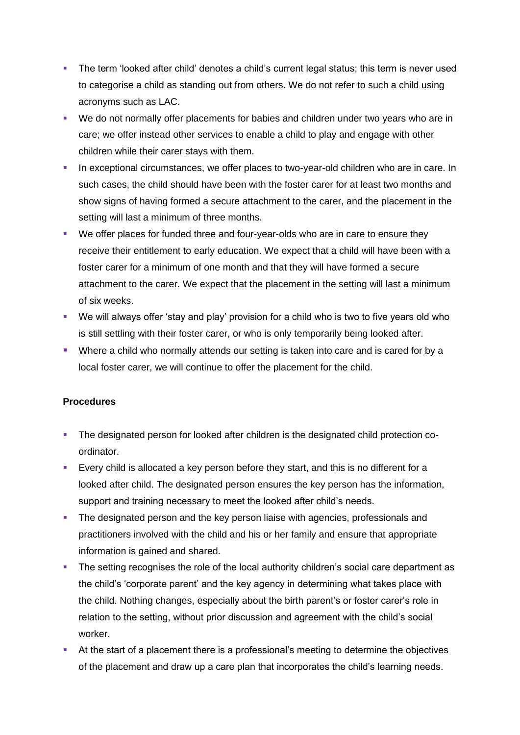- The term 'looked after child' denotes a child's current legal status; this term is never used to categorise a child as standing out from others. We do not refer to such a child using acronyms such as LAC.
- We do not normally offer placements for babies and children under two years who are in care; we offer instead other services to enable a child to play and engage with other children while their carer stays with them.
- In exceptional circumstances, we offer places to two-year-old children who are in care. In such cases, the child should have been with the foster carer for at least two months and show signs of having formed a secure attachment to the carer, and the placement in the setting will last a minimum of three months.
- We offer places for funded three and four-year-olds who are in care to ensure they receive their entitlement to early education. We expect that a child will have been with a foster carer for a minimum of one month and that they will have formed a secure attachment to the carer. We expect that the placement in the setting will last a minimum of six weeks.
- We will always offer 'stay and play' provision for a child who is two to five years old who is still settling with their foster carer, or who is only temporarily being looked after.
- Where a child who normally attends our setting is taken into care and is cared for by a local foster carer, we will continue to offer the placement for the child.

**Procedures**

- The designated person for looked after children is the designated child protection co-ordinator.
- Every child is allocated a key person before they start, and this is no different for a looked after child. The designated person ensures the key person has the information, support and training necessary to meet the looked after child's needs.
- The designated person and the key person liaise with agencies, professionals and practitioners involved with the child and his or her family and ensure that appropriate information is gained and shared.
- The setting recognises the role of the local authority children's social care department as the child's 'corporate parent' and the key agency in determining what takes place with the child. Nothing changes, especially about the birth parent's or foster carer's role in relation to the setting, without prior discussion and agreement with the child's social worker.
- At the start of a placement there is a professional's meeting to determine the objectives of the placement and draw up a care plan that incorporates the child's learning needs.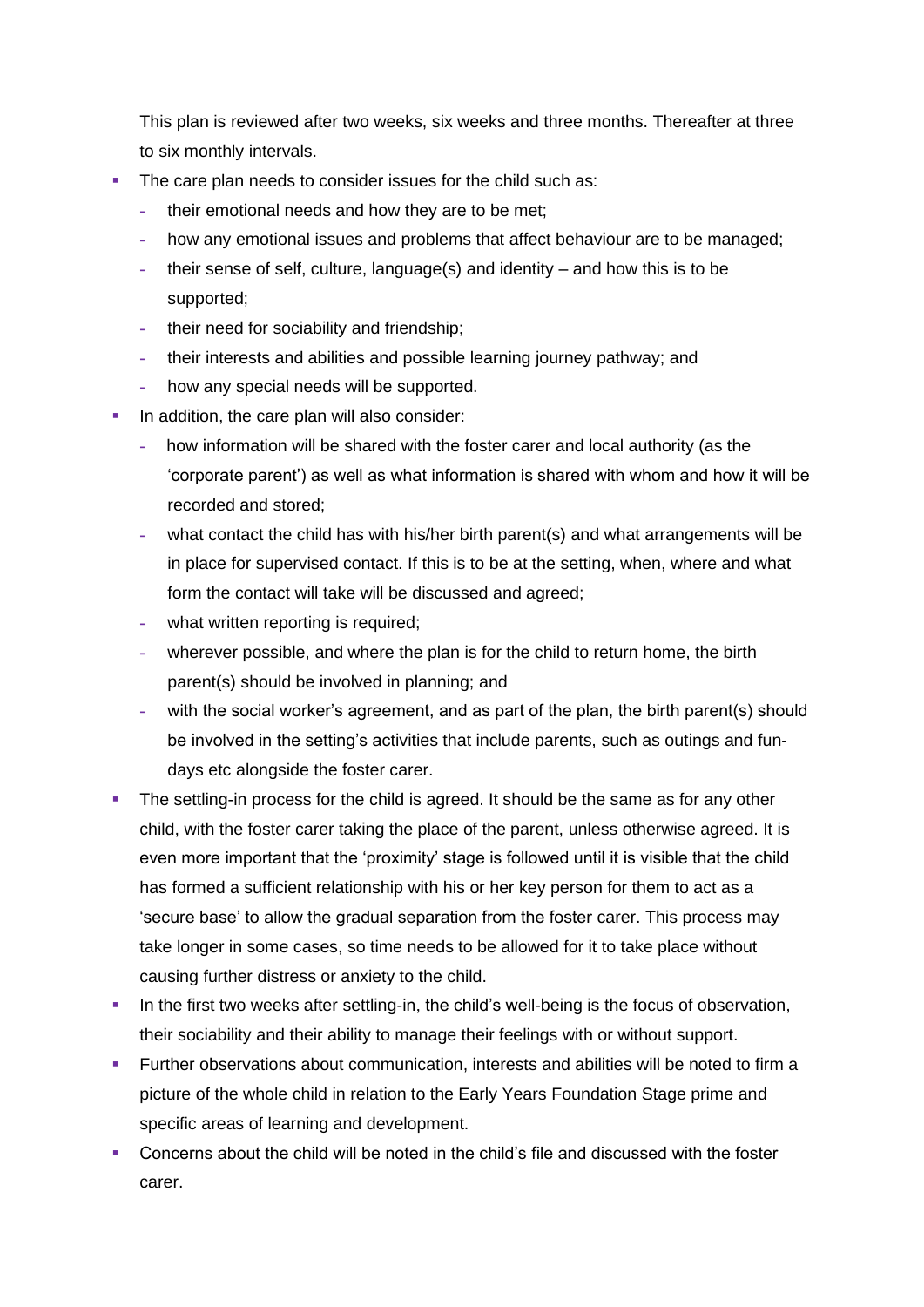This plan is reviewed after two weeks, six weeks and three months. Thereafter at three to six monthly intervals.

- The care plan needs to consider issues for the child such as:
  - their emotional needs and how they are to be met;
  - how any emotional issues and problems that affect behaviour are to be managed;
  - their sense of self, culture, language(s) and identity – and how this is to be supported;
  - their need for sociability and friendship;
  - their interests and abilities and possible learning journey pathway; and
  - how any special needs will be supported.
- In addition, the care plan will also consider:
  - how information will be shared with the foster carer and local authority (as the 'corporate parent') as well as what information is shared with whom and how it will be recorded and stored;
  - what contact the child has with his/her birth parent(s) and what arrangements will be in place for supervised contact. If this is to be at the setting, when, where and what form the contact will take will be discussed and agreed;
  - what written reporting is required;
  - wherever possible, and where the plan is for the child to return home, the birth parent(s) should be involved in planning; and
  - with the social worker's agreement, and as part of the plan, the birth parent(s) should be involved in the setting's activities that include parents, such as outings and fun-days etc alongside the foster carer.
- The settling-in process for the child is agreed. It should be the same as for any other child, with the foster carer taking the place of the parent, unless otherwise agreed. It is even more important that the 'proximity' stage is followed until it is visible that the child has formed a sufficient relationship with his or her key person for them to act as a 'secure base' to allow the gradual separation from the foster carer. This process may take longer in some cases, so time needs to be allowed for it to take place without causing further distress or anxiety to the child.
- In the first two weeks after settling-in, the child's well-being is the focus of observation, their sociability and their ability to manage their feelings with or without support.
- Further observations about communication, interests and abilities will be noted to firm a picture of the whole child in relation to the Early Years Foundation Stage prime and specific areas of learning and development.
- Concerns about the child will be noted in the child's file and discussed with the foster carer.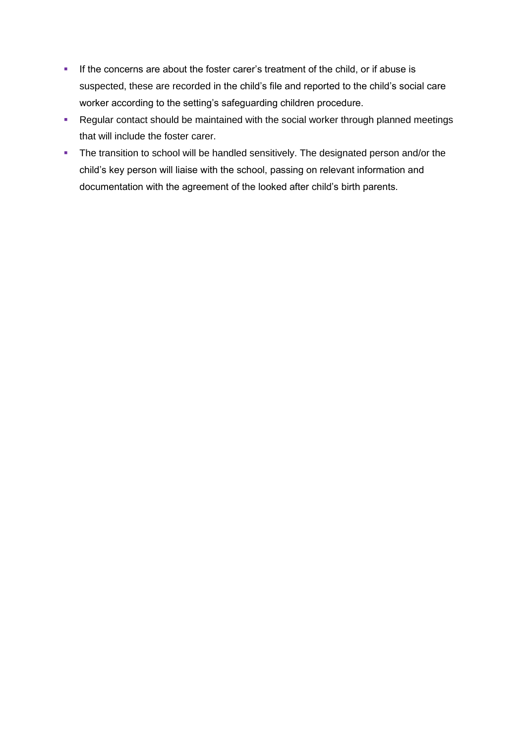- If the concerns are about the foster carer's treatment of the child, or if abuse is suspected, these are recorded in the child's file and reported to the child's social care worker according to the setting's safeguarding children procedure.
- Regular contact should be maintained with the social worker through planned meetings that will include the foster carer.
- The transition to school will be handled sensitively. The designated person and/or the child's key person will liaise with the school, passing on relevant information and documentation with the agreement of the looked after child's birth parents.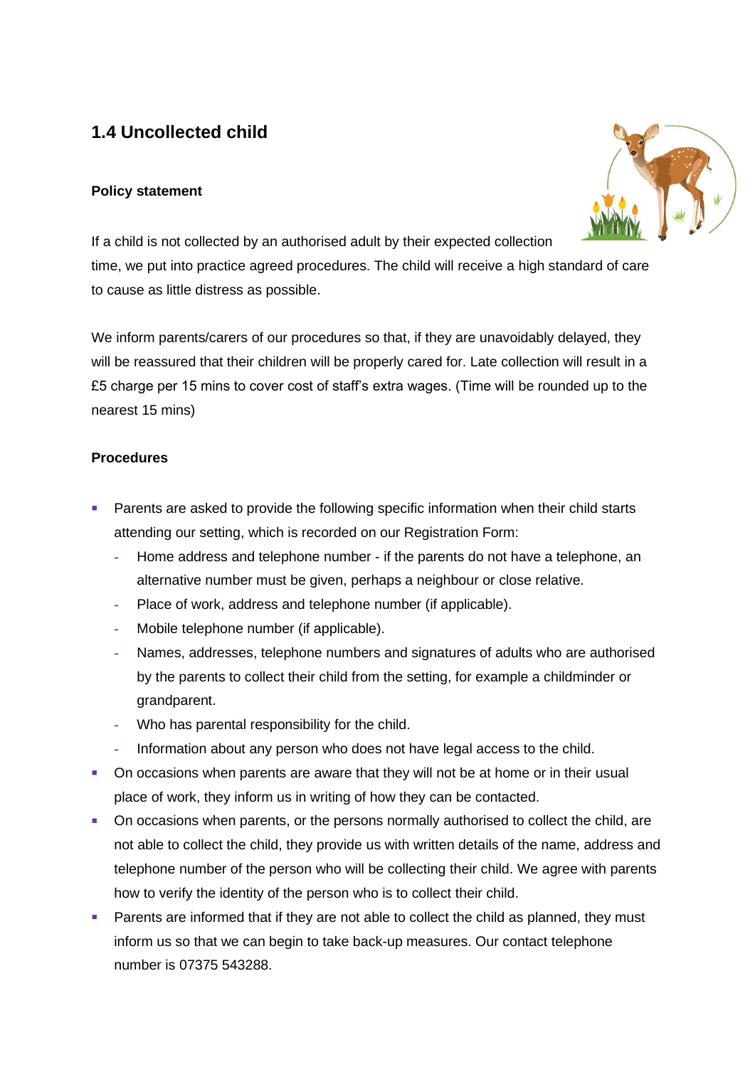## 1.4 Uncollected child

**Policy statement**

If a child is not collected by an authorised adult by their expected collection time, we put into practice agreed procedures. The child will receive a high standard of care to cause as little distress as possible.

We inform parents/carers of our procedures so that, if they are unavoidably delayed, they will be reassured that their children will be properly cared for. Late collection will result in a £5 charge per 15 mins to cover cost of staff's extra wages. (Time will be rounded up to the nearest 15 mins)

**Procedures**

- Parents are asked to provide the following specific information when their child starts attending our setting, which is recorded on our Registration Form:
  - Home address and telephone number - if the parents do not have a telephone, an alternative number must be given, perhaps a neighbour or close relative.
  - Place of work, address and telephone number (if applicable).
  - Mobile telephone number (if applicable).
  - Names, addresses, telephone numbers and signatures of adults who are authorised by the parents to collect their child from the setting, for example a childminder or grandparent.
  - Who has parental responsibility for the child.
  - Information about any person who does not have legal access to the child.
- On occasions when parents are aware that they will not be at home or in their usual place of work, they inform us in writing of how they can be contacted.
- On occasions when parents, or the persons normally authorised to collect the child, are not able to collect the child, they provide us with written details of the name, address and telephone number of the person who will be collecting their child. We agree with parents how to verify the identity of the person who is to collect their child.
- Parents are informed that if they are not able to collect the child as planned, they must inform us so that we can begin to take back-up measures. Our contact telephone number is 07375 543288.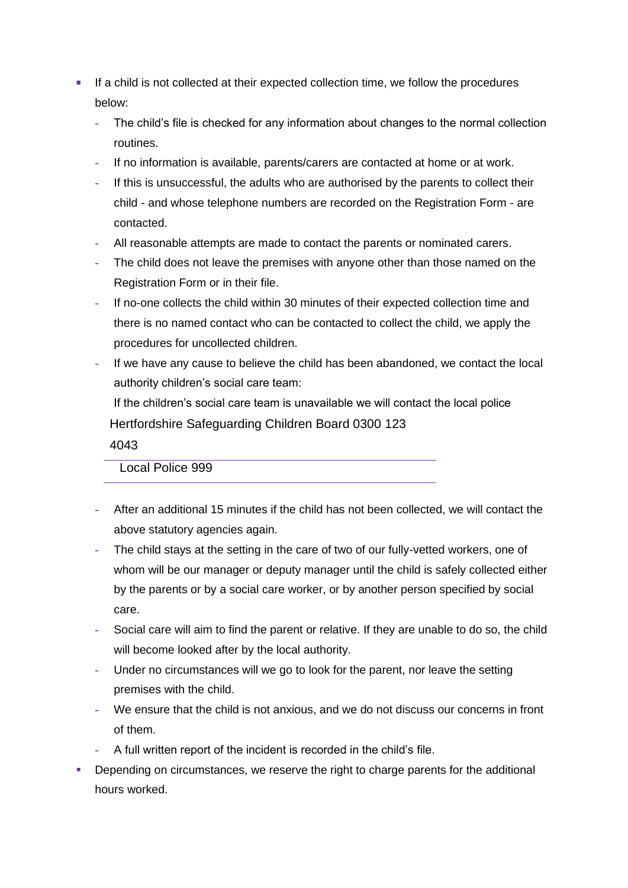- If a child is not collected at their expected collection time, we follow the procedures below:
  - The child's file is checked for any information about changes to the normal collection routines.
  - If no information is available, parents/carers are contacted at home or at work.
  - If this is unsuccessful, the adults who are authorised by the parents to collect their child - and whose telephone numbers are recorded on the Registration Form - are contacted.
  - All reasonable attempts are made to contact the parents or nominated carers.
  - The child does not leave the premises with anyone other than those named on the Registration Form or in their file.
  - If no-one collects the child within 30 minutes of their expected collection time and there is no named contact who can be contacted to collect the child, we apply the procedures for uncollected children.
  - If we have any cause to believe the child has been abandoned, we contact the local authority children's social care team:

    If the children's social care team is unavailable we will contact the local police

    Hertfordshire Safeguarding Children Board 0300 123 4043

    Local Police 999

  - After an additional 15 minutes if the child has not been collected, we will contact the above statutory agencies again.
  - The child stays at the setting in the care of two of our fully-vetted workers, one of whom will be our manager or deputy manager until the child is safely collected either by the parents or by a social care worker, or by another person specified by social care.
  - Social care will aim to find the parent or relative. If they are unable to do so, the child will become looked after by the local authority.
  - Under no circumstances will we go to look for the parent, nor leave the setting premises with the child.
  - We ensure that the child is not anxious, and we do not discuss our concerns in front of them.
  - A full written report of the incident is recorded in the child's file.
- Depending on circumstances, we reserve the right to charge parents for the additional hours worked.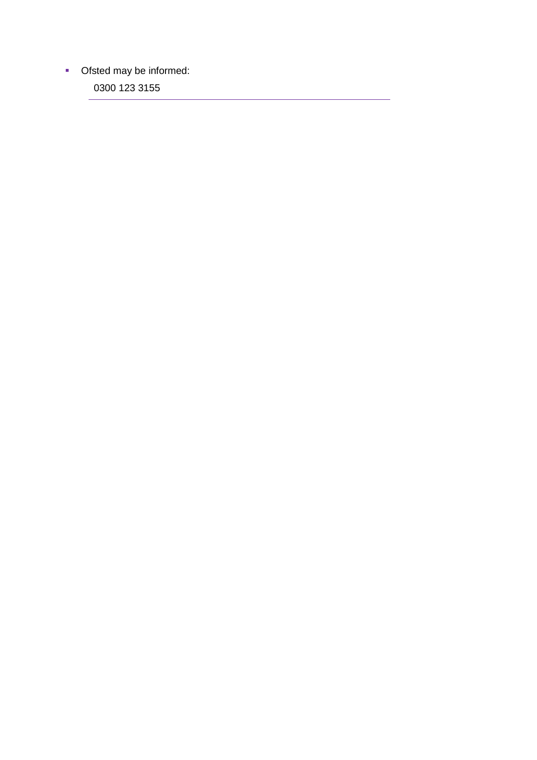- Ofsted may be informed:

  0300 123 3155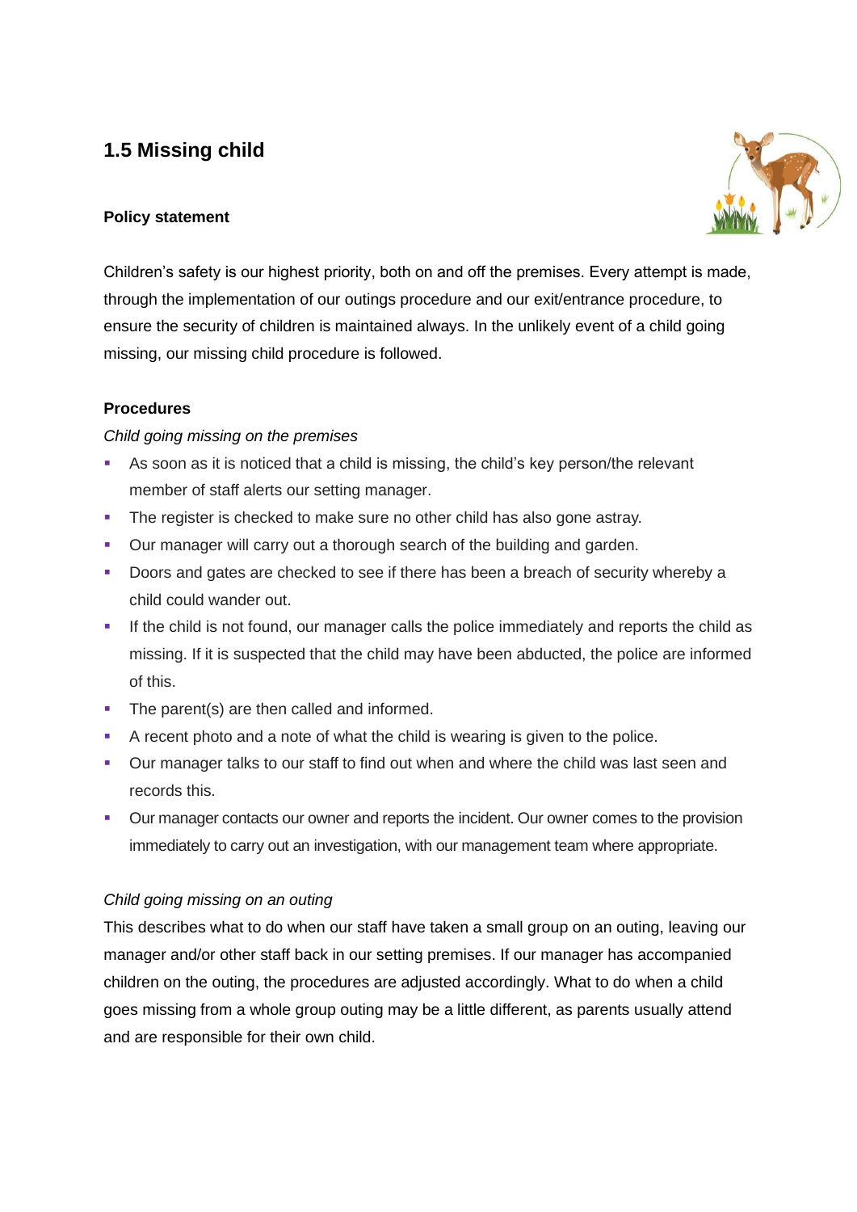## 1.5 Missing child

**Policy statement**

Children's safety is our highest priority, both on and off the premises. Every attempt is made, through the implementation of our outings procedure and our exit/entrance procedure, to ensure the security of children is maintained always. In the unlikely event of a child going missing, our missing child procedure is followed.

**Procedures**

*Child going missing on the premises*

- As soon as it is noticed that a child is missing, the child's key person/the relevant member of staff alerts our setting manager.
- The register is checked to make sure no other child has also gone astray.
- Our manager will carry out a thorough search of the building and garden.
- Doors and gates are checked to see if there has been a breach of security whereby a child could wander out.
- If the child is not found, our manager calls the police immediately and reports the child as missing. If it is suspected that the child may have been abducted, the police are informed of this.
- The parent(s) are then called and informed.
- A recent photo and a note of what the child is wearing is given to the police.
- Our manager talks to our staff to find out when and where the child was last seen and records this.
- Our manager contacts our owner and reports the incident. Our owner comes to the provision immediately to carry out an investigation, with our management team where appropriate.

*Child going missing on an outing*

This describes what to do when our staff have taken a small group on an outing, leaving our manager and/or other staff back in our setting premises. If our manager has accompanied children on the outing, the procedures are adjusted accordingly. What to do when a child goes missing from a whole group outing may be a little different, as parents usually attend and are responsible for their own child.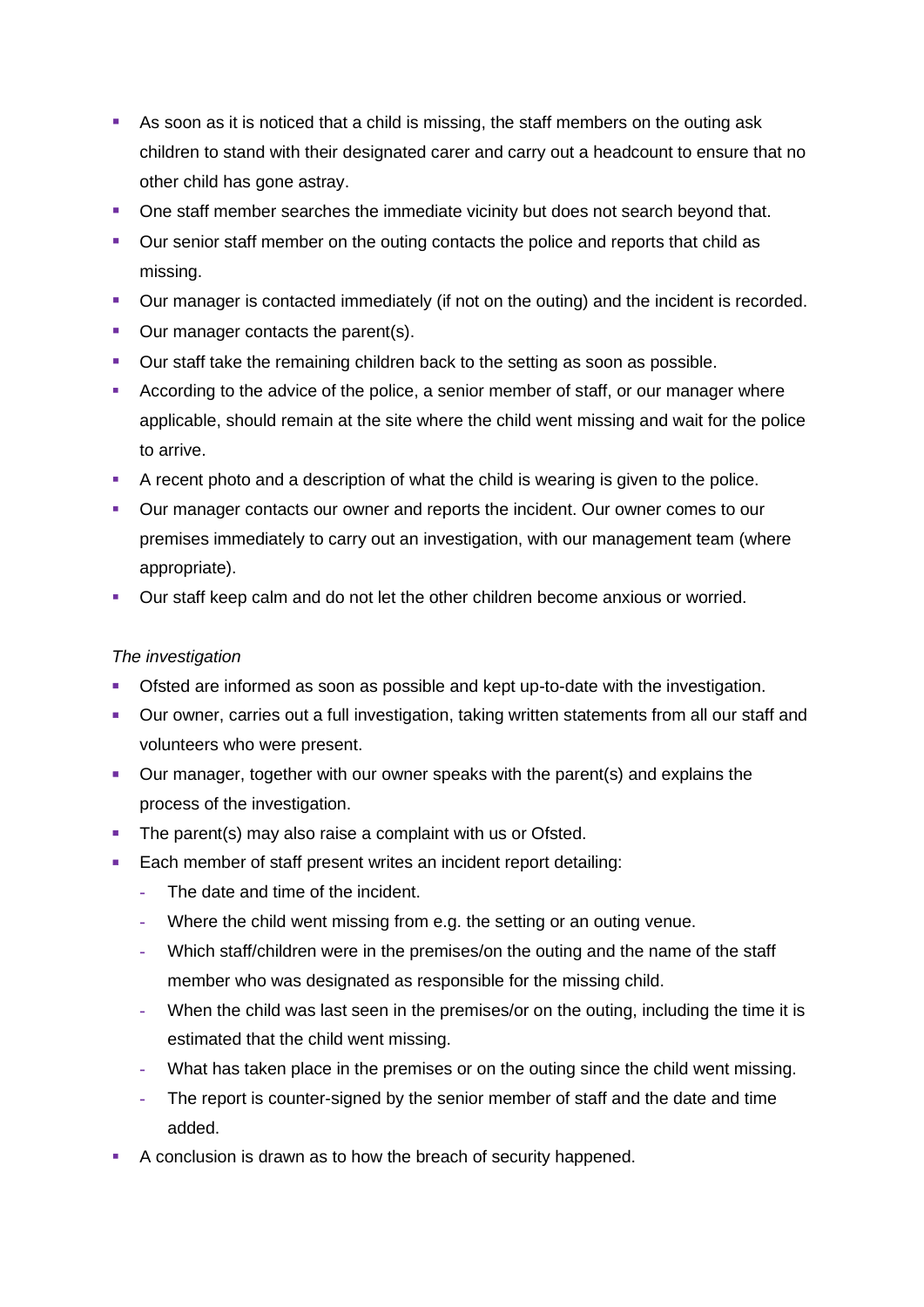- As soon as it is noticed that a child is missing, the staff members on the outing ask children to stand with their designated carer and carry out a headcount to ensure that no other child has gone astray.
- One staff member searches the immediate vicinity but does not search beyond that.
- Our senior staff member on the outing contacts the police and reports that child as missing.
- Our manager is contacted immediately (if not on the outing) and the incident is recorded.
- Our manager contacts the parent(s).
- Our staff take the remaining children back to the setting as soon as possible.
- According to the advice of the police, a senior member of staff, or our manager where applicable, should remain at the site where the child went missing and wait for the police to arrive.
- A recent photo and a description of what the child is wearing is given to the police.
- Our manager contacts our owner and reports the incident. Our owner comes to our premises immediately to carry out an investigation, with our management team (where appropriate).
- Our staff keep calm and do not let the other children become anxious or worried.

*The investigation*

- Ofsted are informed as soon as possible and kept up-to-date with the investigation.
- Our owner, carries out a full investigation, taking written statements from all our staff and volunteers who were present.
- Our manager, together with our owner speaks with the parent(s) and explains the process of the investigation.
- The parent(s) may also raise a complaint with us or Ofsted.
- Each member of staff present writes an incident report detailing:
  - The date and time of the incident.
  - Where the child went missing from e.g. the setting or an outing venue.
  - Which staff/children were in the premises/on the outing and the name of the staff member who was designated as responsible for the missing child.
  - When the child was last seen in the premises/or on the outing, including the time it is estimated that the child went missing.
  - What has taken place in the premises or on the outing since the child went missing.
  - The report is counter-signed by the senior member of staff and the date and time added.
- A conclusion is drawn as to how the breach of security happened.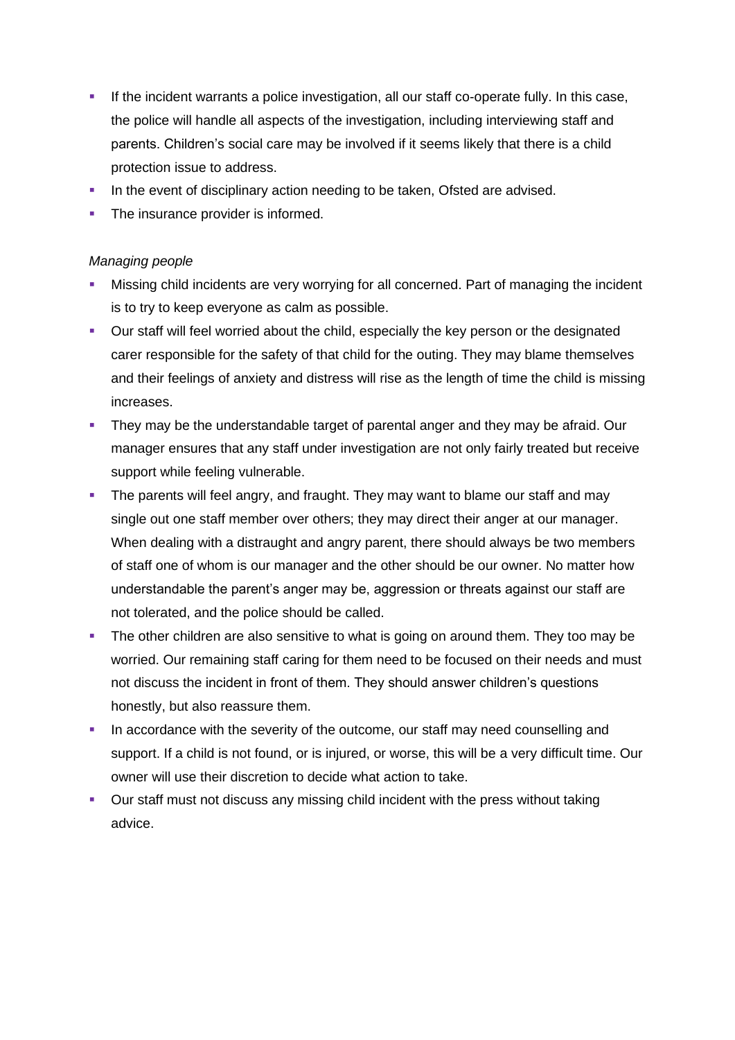- If the incident warrants a police investigation, all our staff co-operate fully. In this case, the police will handle all aspects of the investigation, including interviewing staff and parents. Children's social care may be involved if it seems likely that there is a child protection issue to address.
- In the event of disciplinary action needing to be taken, Ofsted are advised.
- The insurance provider is informed.

*Managing people*

- Missing child incidents are very worrying for all concerned. Part of managing the incident is to try to keep everyone as calm as possible.
- Our staff will feel worried about the child, especially the key person or the designated carer responsible for the safety of that child for the outing. They may blame themselves and their feelings of anxiety and distress will rise as the length of time the child is missing increases.
- They may be the understandable target of parental anger and they may be afraid. Our manager ensures that any staff under investigation are not only fairly treated but receive support while feeling vulnerable.
- The parents will feel angry, and fraught. They may want to blame our staff and may single out one staff member over others; they may direct their anger at our manager. When dealing with a distraught and angry parent, there should always be two members of staff one of whom is our manager and the other should be our owner. No matter how understandable the parent's anger may be, aggression or threats against our staff are not tolerated, and the police should be called.
- The other children are also sensitive to what is going on around them. They too may be worried. Our remaining staff caring for them need to be focused on their needs and must not discuss the incident in front of them. They should answer children's questions honestly, but also reassure them.
- In accordance with the severity of the outcome, our staff may need counselling and support. If a child is not found, or is injured, or worse, this will be a very difficult time. Our owner will use their discretion to decide what action to take.
- Our staff must not discuss any missing child incident with the press without taking advice.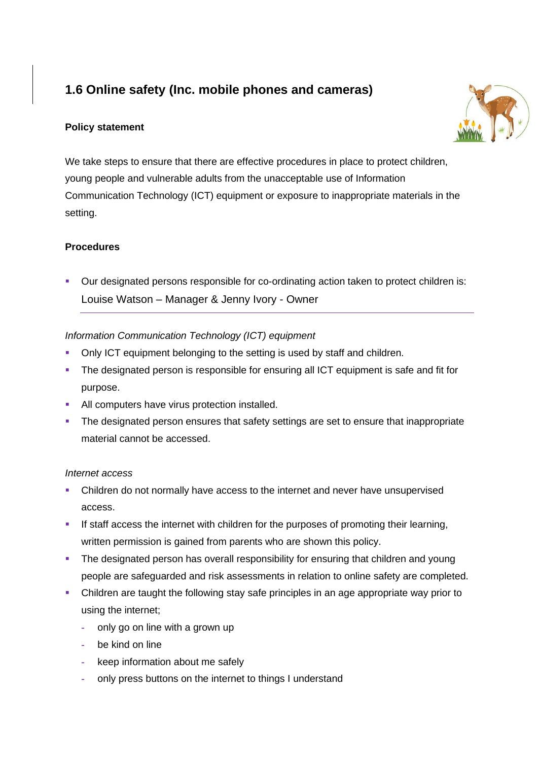## 1.6 Online safety (Inc. mobile phones and cameras)

**Policy statement**

We take steps to ensure that there are effective procedures in place to protect children, young people and vulnerable adults from the unacceptable use of Information Communication Technology (ICT) equipment or exposure to inappropriate materials in the setting.

**Procedures**

- Our designated persons responsible for co-ordinating action taken to protect children is:
  Louise Watson – Manager & Jenny Ivory - Owner

*Information Communication Technology (ICT) equipment*

- Only ICT equipment belonging to the setting is used by staff and children.
- The designated person is responsible for ensuring all ICT equipment is safe and fit for purpose.
- All computers have virus protection installed.
- The designated person ensures that safety settings are set to ensure that inappropriate material cannot be accessed.

*Internet access*

- Children do not normally have access to the internet and never have unsupervised access.
- If staff access the internet with children for the purposes of promoting their learning, written permission is gained from parents who are shown this policy.
- The designated person has overall responsibility for ensuring that children and young people are safeguarded and risk assessments in relation to online safety are completed.
- Children are taught the following stay safe principles in an age appropriate way prior to using the internet;
  - only go on line with a grown up
  - be kind on line
  - keep information about me safely
  - only press buttons on the internet to things I understand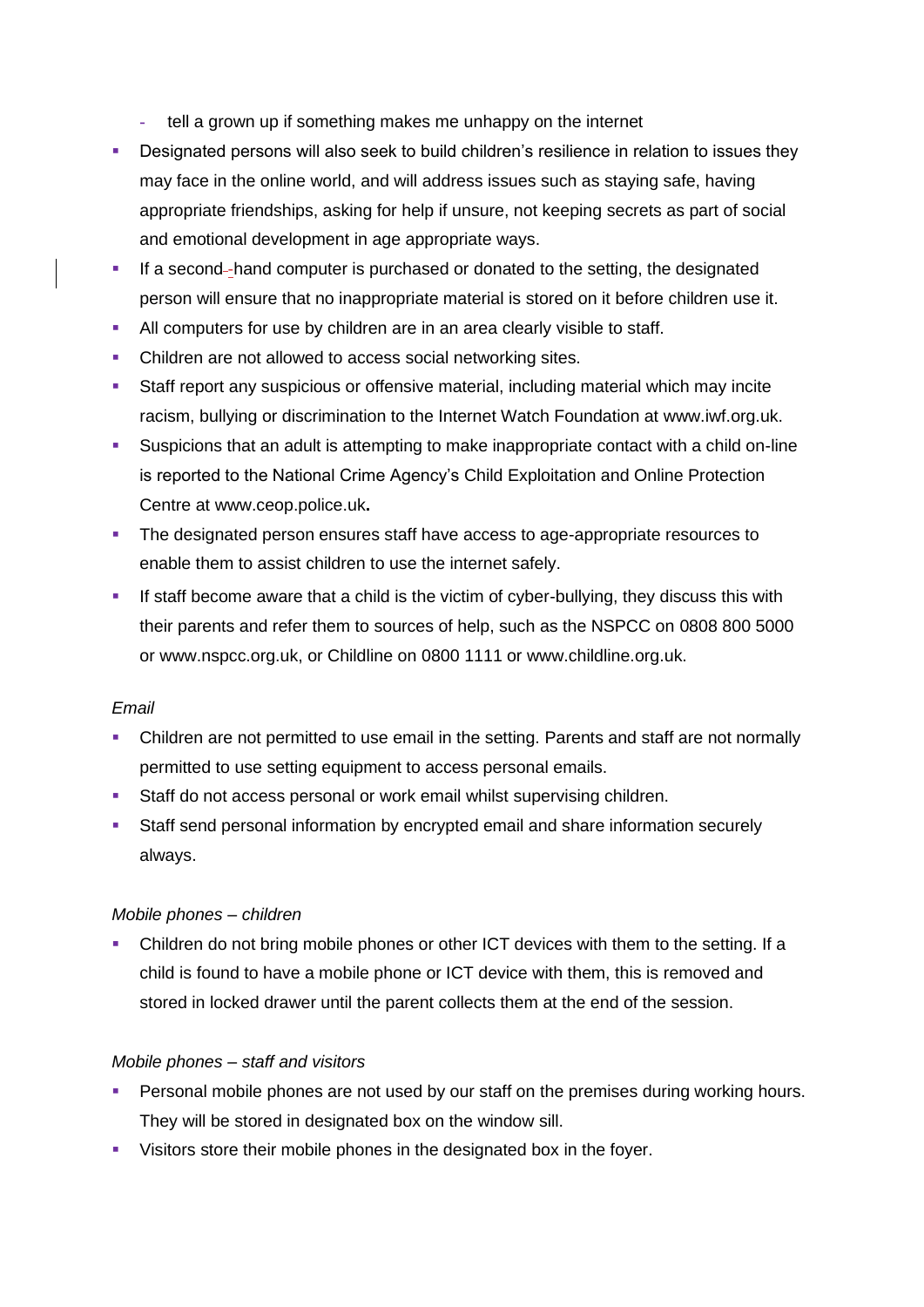- tell a grown up if something makes me unhappy on the internet
- Designated persons will also seek to build children's resilience in relation to issues they may face in the online world, and will address issues such as staying safe, having appropriate friendships, asking for help if unsure, not keeping secrets as part of social and emotional development in age appropriate ways.
- If a second-hand computer is purchased or donated to the setting, the designated person will ensure that no inappropriate material is stored on it before children use it.
- All computers for use by children are in an area clearly visible to staff.
- Children are not allowed to access social networking sites.
- Staff report any suspicious or offensive material, including material which may incite racism, bullying or discrimination to the Internet Watch Foundation at www.iwf.org.uk.
- Suspicions that an adult is attempting to make inappropriate contact with a child on-line is reported to the National Crime Agency's Child Exploitation and Online Protection Centre at www.ceop.police.uk**.**
- The designated person ensures staff have access to age-appropriate resources to enable them to assist children to use the internet safely.
- If staff become aware that a child is the victim of cyber-bullying, they discuss this with their parents and refer them to sources of help, such as the NSPCC on 0808 800 5000 or www.nspcc.org.uk, or Childline on 0800 1111 or www.childline.org.uk.

*Email*

- Children are not permitted to use email in the setting. Parents and staff are not normally permitted to use setting equipment to access personal emails.
- Staff do not access personal or work email whilst supervising children.
- Staff send personal information by encrypted email and share information securely always.

*Mobile phones – children*

- Children do not bring mobile phones or other ICT devices with them to the setting. If a child is found to have a mobile phone or ICT device with them, this is removed and stored in locked drawer until the parent collects them at the end of the session.

*Mobile phones – staff and visitors*

- Personal mobile phones are not used by our staff on the premises during working hours. They will be stored in designated box on the window sill.
- Visitors store their mobile phones in the designated box in the foyer.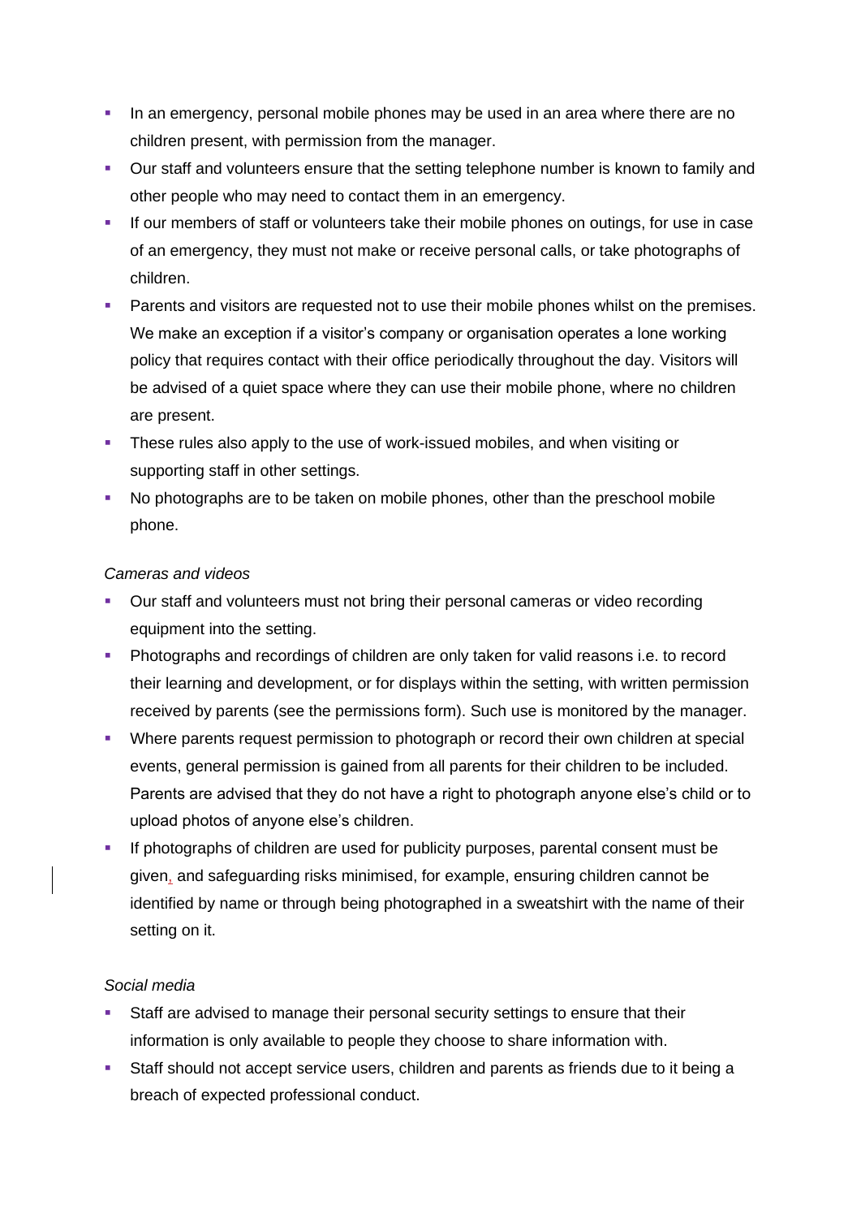- In an emergency, personal mobile phones may be used in an area where there are no children present, with permission from the manager.
- Our staff and volunteers ensure that the setting telephone number is known to family and other people who may need to contact them in an emergency.
- If our members of staff or volunteers take their mobile phones on outings, for use in case of an emergency, they must not make or receive personal calls, or take photographs of children.
- Parents and visitors are requested not to use their mobile phones whilst on the premises. We make an exception if a visitor's company or organisation operates a lone working policy that requires contact with their office periodically throughout the day. Visitors will be advised of a quiet space where they can use their mobile phone, where no children are present.
- These rules also apply to the use of work-issued mobiles, and when visiting or supporting staff in other settings.
- No photographs are to be taken on mobile phones, other than the preschool mobile phone.

*Cameras and videos*

- Our staff and volunteers must not bring their personal cameras or video recording equipment into the setting.
- Photographs and recordings of children are only taken for valid reasons i.e. to record their learning and development, or for displays within the setting, with written permission received by parents (see the permissions form). Such use is monitored by the manager.
- Where parents request permission to photograph or record their own children at special events, general permission is gained from all parents for their children to be included. Parents are advised that they do not have a right to photograph anyone else's child or to upload photos of anyone else's children.
- If photographs of children are used for publicity purposes, parental consent must be given, and safeguarding risks minimised, for example, ensuring children cannot be identified by name or through being photographed in a sweatshirt with the name of their setting on it.

*Social media*

- Staff are advised to manage their personal security settings to ensure that their information is only available to people they choose to share information with.
- Staff should not accept service users, children and parents as friends due to it being a breach of expected professional conduct.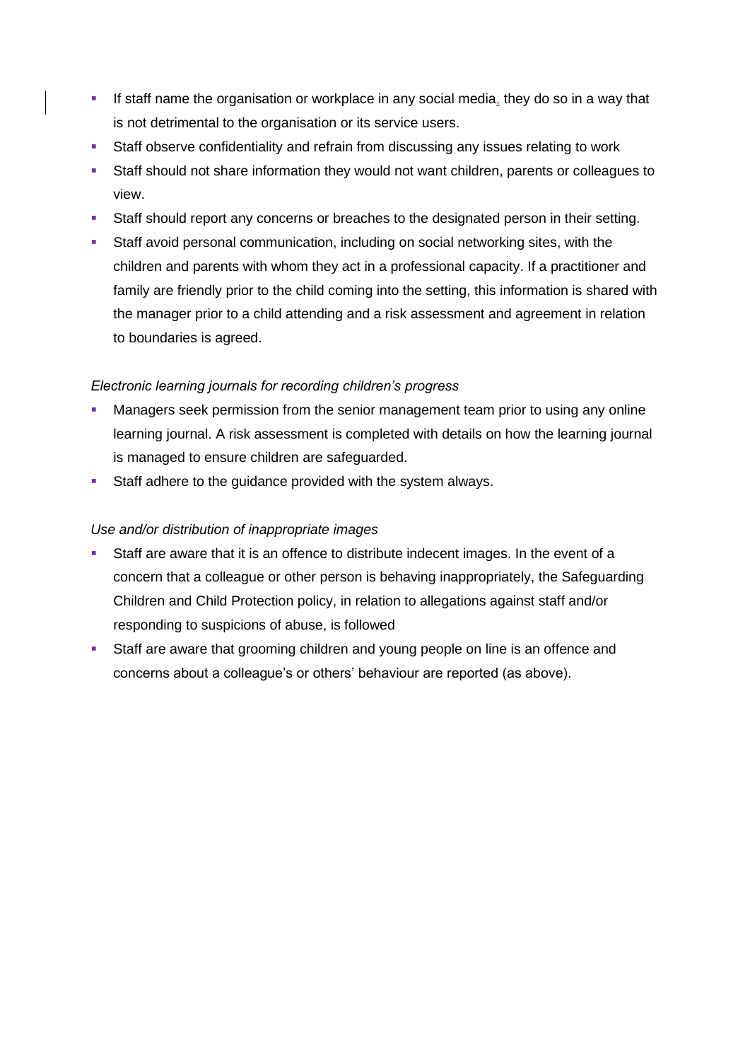- If staff name the organisation or workplace in any social media, they do so in a way that is not detrimental to the organisation or its service users.
- Staff observe confidentiality and refrain from discussing any issues relating to work
- Staff should not share information they would not want children, parents or colleagues to view.
- Staff should report any concerns or breaches to the designated person in their setting.
- Staff avoid personal communication, including on social networking sites, with the children and parents with whom they act in a professional capacity. If a practitioner and family are friendly prior to the child coming into the setting, this information is shared with the manager prior to a child attending and a risk assessment and agreement in relation to boundaries is agreed.

*Electronic learning journals for recording children's progress*

- Managers seek permission from the senior management team prior to using any online learning journal. A risk assessment is completed with details on how the learning journal is managed to ensure children are safeguarded.
- Staff adhere to the guidance provided with the system always.

*Use and/or distribution of inappropriate images*

- Staff are aware that it is an offence to distribute indecent images. In the event of a concern that a colleague or other person is behaving inappropriately, the Safeguarding Children and Child Protection policy, in relation to allegations against staff and/or responding to suspicions of abuse, is followed
- Staff are aware that grooming children and young people on line is an offence and concerns about a colleague's or others' behaviour are reported (as above).